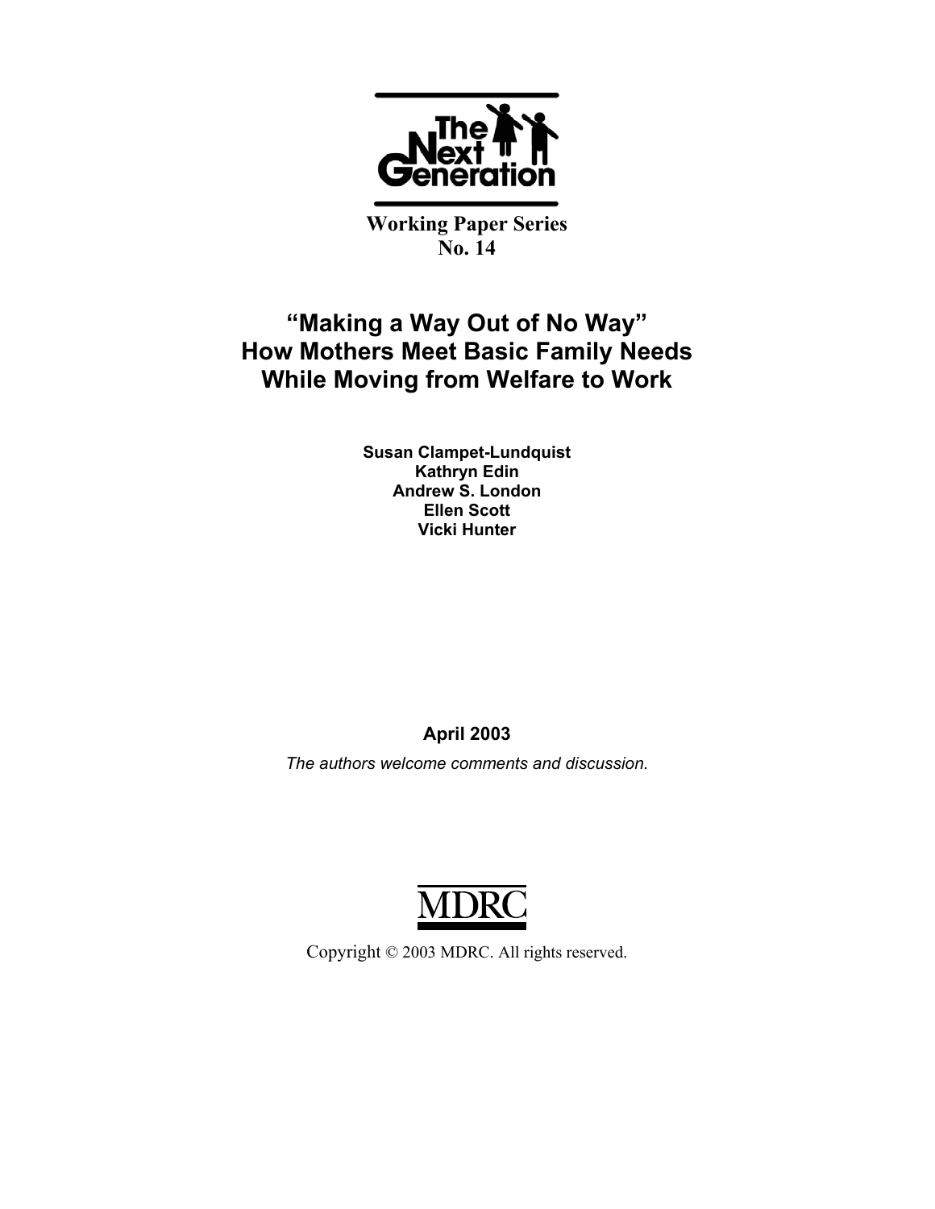The Next Generation

Working Paper Series
No. 14

# "Making a Way Out of No Way"
# How Mothers Meet Basic Family Needs While Moving from Welfare to Work

**Susan Clampet-Lundquist**
**Kathryn Edin**
**Andrew S. London**
**Ellen Scott**
**Vicki Hunter**

**April 2003**

*The authors welcome comments and discussion.*

MDRC

Copyright © 2003 MDRC. All rights reserved.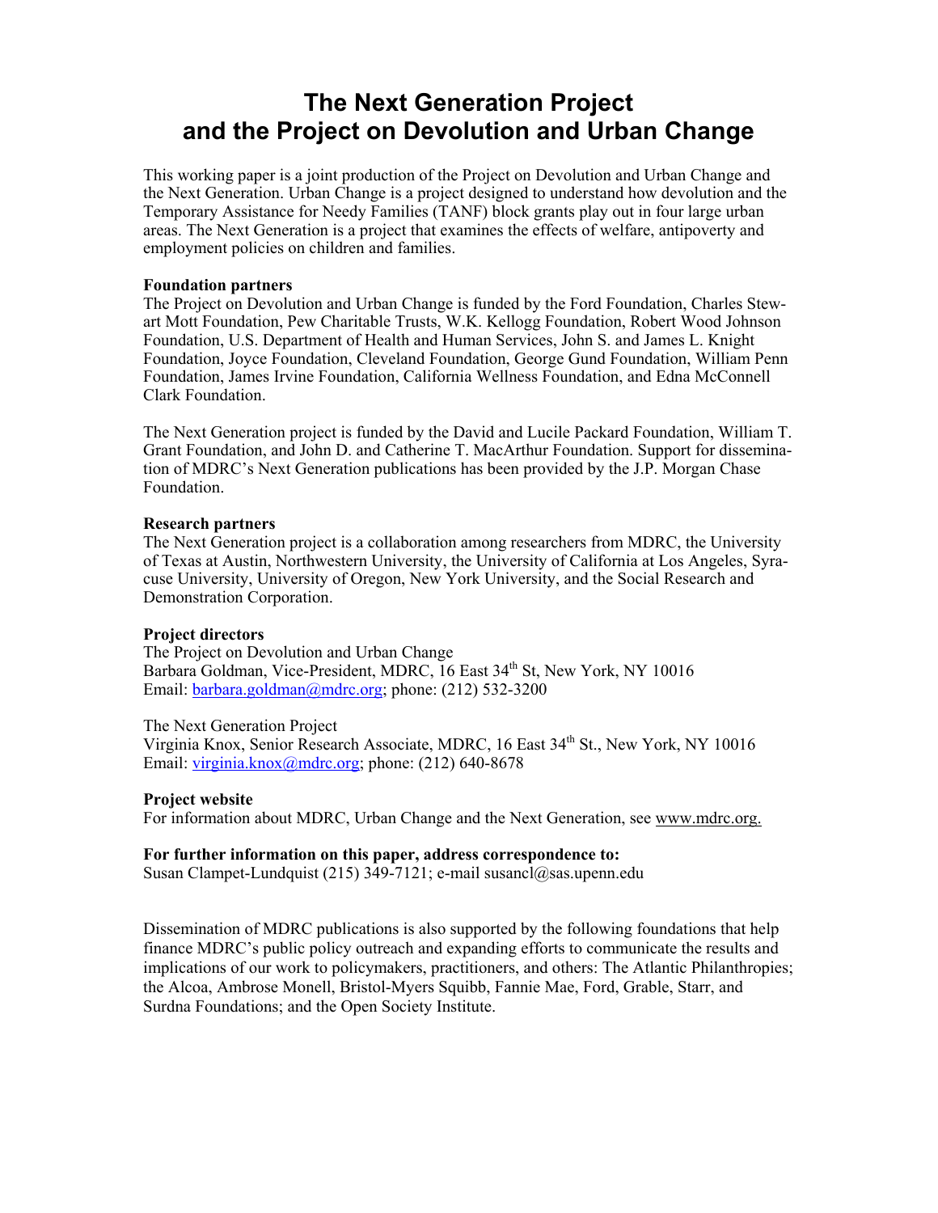# The Next Generation Project and the Project on Devolution and Urban Change

This working paper is a joint production of the Project on Devolution and Urban Change and the Next Generation. Urban Change is a project designed to understand how devolution and the Temporary Assistance for Needy Families (TANF) block grants play out in four large urban areas. The Next Generation is a project that examines the effects of welfare, antipoverty and employment policies on children and families.

**Foundation partners**
The Project on Devolution and Urban Change is funded by the Ford Foundation, Charles Stewart Mott Foundation, Pew Charitable Trusts, W.K. Kellogg Foundation, Robert Wood Johnson Foundation, U.S. Department of Health and Human Services, John S. and James L. Knight Foundation, Joyce Foundation, Cleveland Foundation, George Gund Foundation, William Penn Foundation, James Irvine Foundation, California Wellness Foundation, and Edna McConnell Clark Foundation.

The Next Generation project is funded by the David and Lucile Packard Foundation, William T. Grant Foundation, and John D. and Catherine T. MacArthur Foundation. Support for dissemination of MDRC's Next Generation publications has been provided by the J.P. Morgan Chase Foundation.

**Research partners**
The Next Generation project is a collaboration among researchers from MDRC, the University of Texas at Austin, Northwestern University, the University of California at Los Angeles, Syracuse University, University of Oregon, New York University, and the Social Research and Demonstration Corporation.

**Project directors**
The Project on Devolution and Urban Change
Barbara Goldman, Vice-President, MDRC, 16 East 34th St, New York, NY 10016
Email: barbara.goldman@mdrc.org; phone: (212) 532-3200

The Next Generation Project
Virginia Knox, Senior Research Associate, MDRC, 16 East 34th St., New York, NY 10016
Email: virginia.knox@mdrc.org; phone: (212) 640-8678

**Project website**
For information about MDRC, Urban Change and the Next Generation, see www.mdrc.org.

**For further information on this paper, address correspondence to:**
Susan Clampet-Lundquist (215) 349-7121; e-mail susancl@sas.upenn.edu

Dissemination of MDRC publications is also supported by the following foundations that help finance MDRC's public policy outreach and expanding efforts to communicate the results and implications of our work to policymakers, practitioners, and others: The Atlantic Philanthropies; the Alcoa, Ambrose Monell, Bristol-Myers Squibb, Fannie Mae, Ford, Grable, Starr, and Surdna Foundations; and the Open Society Institute.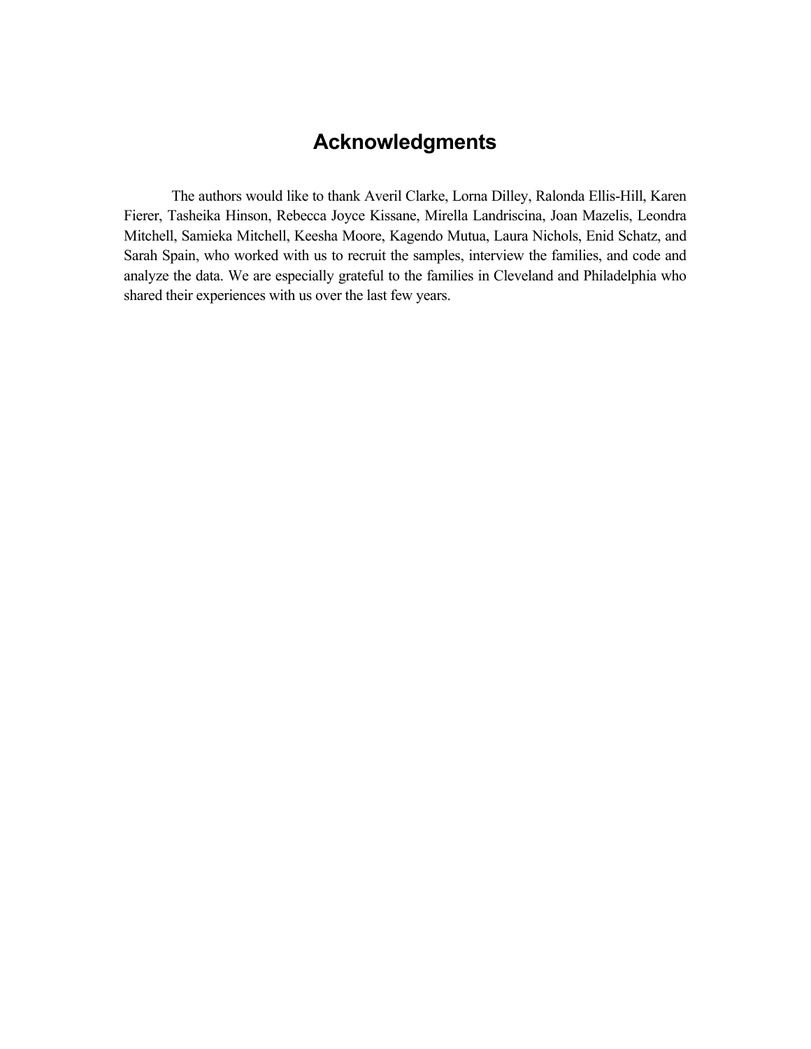# Acknowledgments

The authors would like to thank Averil Clarke, Lorna Dilley, Ralonda Ellis-Hill, Karen Fierer, Tasheika Hinson, Rebecca Joyce Kissane, Mirella Landriscina, Joan Mazelis, Leondra Mitchell, Samieka Mitchell, Keesha Moore, Kagendo Mutua, Laura Nichols, Enid Schatz, and Sarah Spain, who worked with us to recruit the samples, interview the families, and code and analyze the data. We are especially grateful to the families in Cleveland and Philadelphia who shared their experiences with us over the last few years.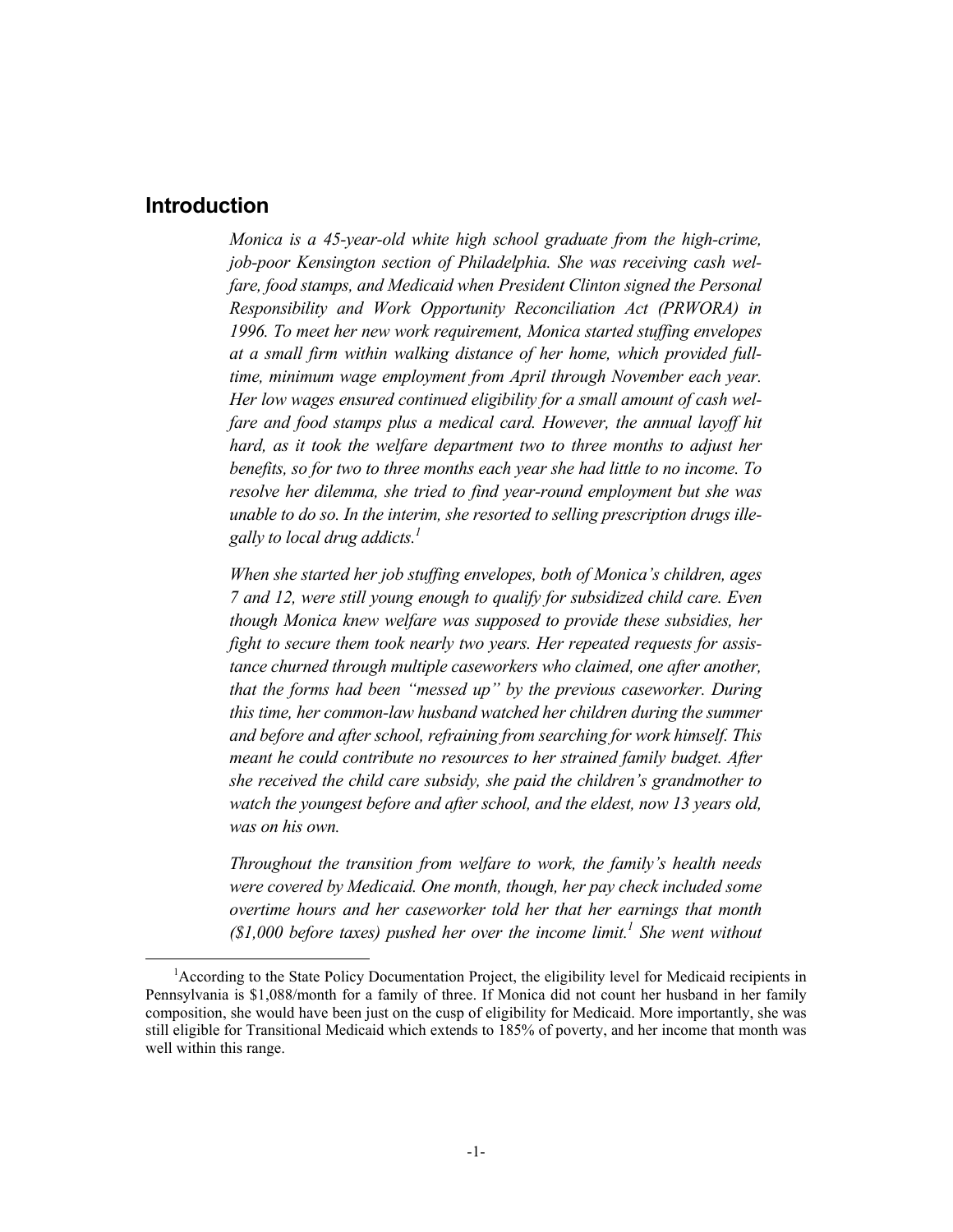## Introduction

*Monica is a 45-year-old white high school graduate from the high-crime, job-poor Kensington section of Philadelphia. She was receiving cash welfare, food stamps, and Medicaid when President Clinton signed the Personal Responsibility and Work Opportunity Reconciliation Act (PRWORA) in 1996. To meet her new work requirement, Monica started stuffing envelopes at a small firm within walking distance of her home, which provided full-time, minimum wage employment from April through November each year. Her low wages ensured continued eligibility for a small amount of cash welfare and food stamps plus a medical card. However, the annual layoff hit hard, as it took the welfare department two to three months to adjust her benefits, so for two to three months each year she had little to no income. To resolve her dilemma, she tried to find year-round employment but she was unable to do so. In the interim, she resorted to selling prescription drugs illegally to local drug addicts.*[1]

*When she started her job stuffing envelopes, both of Monica's children, ages 7 and 12, were still young enough to qualify for subsidized child care. Even though Monica knew welfare was supposed to provide these subsidies, her fight to secure them took nearly two years. Her repeated requests for assistance churned through multiple caseworkers who claimed, one after another, that the forms had been "messed up" by the previous caseworker. During this time, her common-law husband watched her children during the summer and before and after school, refraining from searching for work himself. This meant he could contribute no resources to her strained family budget. After she received the child care subsidy, she paid the children's grandmother to watch the youngest before and after school, and the eldest, now 13 years old, was on his own.*

*Throughout the transition from welfare to work, the family's health needs were covered by Medicaid. One month, though, her pay check included some overtime hours and her caseworker told her that her earnings that month ($1,000 before taxes) pushed her over the income limit.*[1] *She went without*

[1]According to the State Policy Documentation Project, the eligibility level for Medicaid recipients in Pennsylvania is $1,088/month for a family of three. If Monica did not count her husband in her family composition, she would have been just on the cusp of eligibility for Medicaid. More importantly, she was still eligible for Transitional Medicaid which extends to 185% of poverty, and her income that month was well within this range.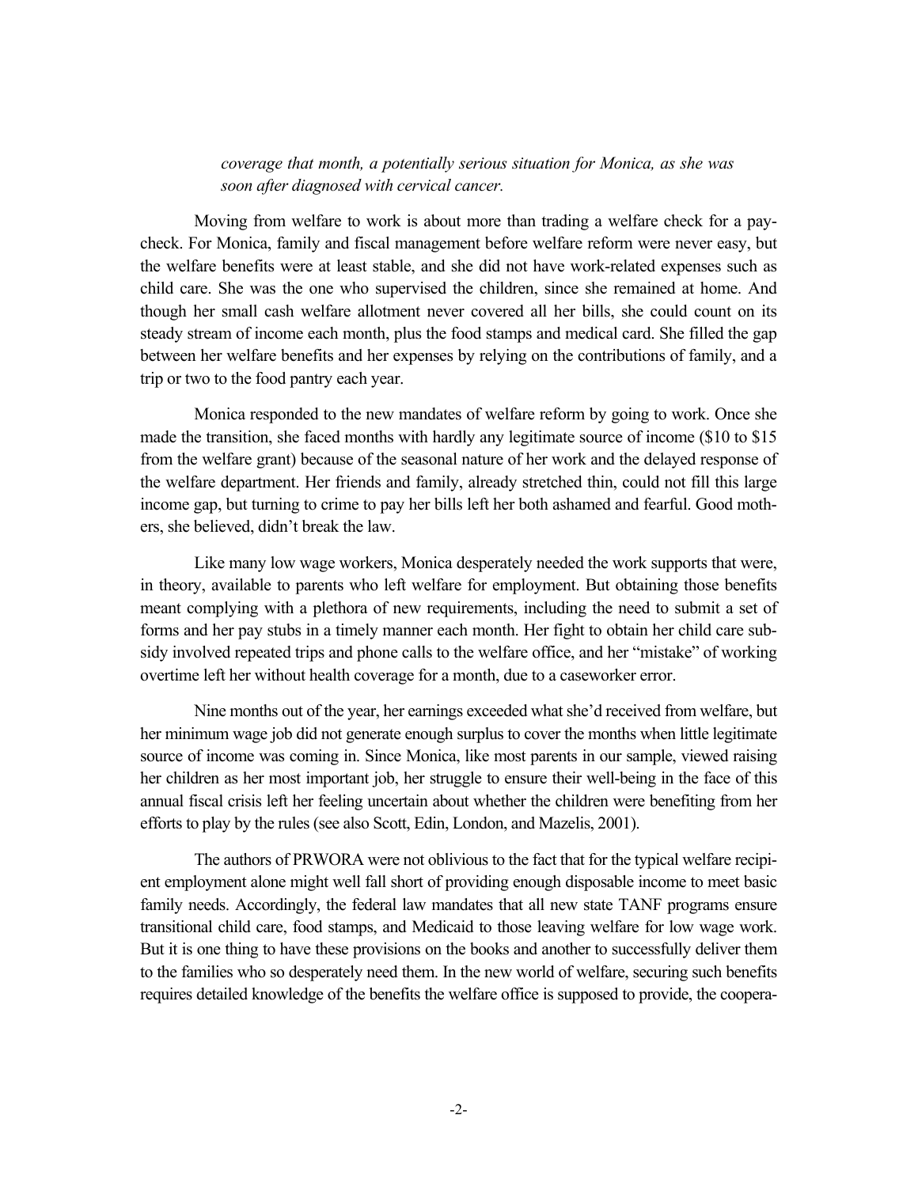*coverage that month, a potentially serious situation for Monica, as she was soon after diagnosed with cervical cancer.*

Moving from welfare to work is about more than trading a welfare check for a paycheck. For Monica, family and fiscal management before welfare reform were never easy, but the welfare benefits were at least stable, and she did not have work-related expenses such as child care. She was the one who supervised the children, since she remained at home. And though her small cash welfare allotment never covered all her bills, she could count on its steady stream of income each month, plus the food stamps and medical card. She filled the gap between her welfare benefits and her expenses by relying on the contributions of family, and a trip or two to the food pantry each year.

Monica responded to the new mandates of welfare reform by going to work. Once she made the transition, she faced months with hardly any legitimate source of income ($10 to $15 from the welfare grant) because of the seasonal nature of her work and the delayed response of the welfare department. Her friends and family, already stretched thin, could not fill this large income gap, but turning to crime to pay her bills left her both ashamed and fearful. Good mothers, she believed, didn't break the law.

Like many low wage workers, Monica desperately needed the work supports that were, in theory, available to parents who left welfare for employment. But obtaining those benefits meant complying with a plethora of new requirements, including the need to submit a set of forms and her pay stubs in a timely manner each month. Her fight to obtain her child care subsidy involved repeated trips and phone calls to the welfare office, and her "mistake" of working overtime left her without health coverage for a month, due to a caseworker error.

Nine months out of the year, her earnings exceeded what she'd received from welfare, but her minimum wage job did not generate enough surplus to cover the months when little legitimate source of income was coming in. Since Monica, like most parents in our sample, viewed raising her children as her most important job, her struggle to ensure their well-being in the face of this annual fiscal crisis left her feeling uncertain about whether the children were benefiting from her efforts to play by the rules (see also Scott, Edin, London, and Mazelis, 2001).

The authors of PRWORA were not oblivious to the fact that for the typical welfare recipient employment alone might well fall short of providing enough disposable income to meet basic family needs. Accordingly, the federal law mandates that all new state TANF programs ensure transitional child care, food stamps, and Medicaid to those leaving welfare for low wage work. But it is one thing to have these provisions on the books and another to successfully deliver them to the families who so desperately need them. In the new world of welfare, securing such benefits requires detailed knowledge of the benefits the welfare office is supposed to provide, the coopera-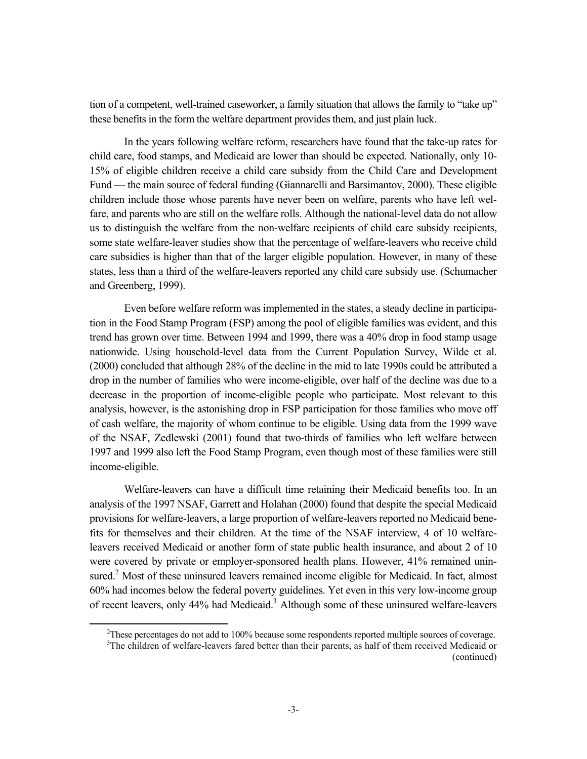tion of a competent, well-trained caseworker, a family situation that allows the family to "take up" these benefits in the form the welfare department provides them, and just plain luck.

In the years following welfare reform, researchers have found that the take-up rates for child care, food stamps, and Medicaid are lower than should be expected. Nationally, only 10-15% of eligible children receive a child care subsidy from the Child Care and Development Fund — the main source of federal funding (Giannarelli and Barsimantov, 2000). These eligible children include those whose parents have never been on welfare, parents who have left welfare, and parents who are still on the welfare rolls. Although the national-level data do not allow us to distinguish the welfare from the non-welfare recipients of child care subsidy recipients, some state welfare-leaver studies show that the percentage of welfare-leavers who receive child care subsidies is higher than that of the larger eligible population. However, in many of these states, less than a third of the welfare-leavers reported any child care subsidy use. (Schumacher and Greenberg, 1999).

Even before welfare reform was implemented in the states, a steady decline in participation in the Food Stamp Program (FSP) among the pool of eligible families was evident, and this trend has grown over time. Between 1994 and 1999, there was a 40% drop in food stamp usage nationwide. Using household-level data from the Current Population Survey, Wilde et al. (2000) concluded that although 28% of the decline in the mid to late 1990s could be attributed a drop in the number of families who were income-eligible, over half of the decline was due to a decrease in the proportion of income-eligible people who participate. Most relevant to this analysis, however, is the astonishing drop in FSP participation for those families who move off of cash welfare, the majority of whom continue to be eligible. Using data from the 1999 wave of the NSAF, Zedlewski (2001) found that two-thirds of families who left welfare between 1997 and 1999 also left the Food Stamp Program, even though most of these families were still income-eligible.

Welfare-leavers can have a difficult time retaining their Medicaid benefits too. In an analysis of the 1997 NSAF, Garrett and Holahan (2000) found that despite the special Medicaid provisions for welfare-leavers, a large proportion of welfare-leavers reported no Medicaid benefits for themselves and their children. At the time of the NSAF interview, 4 of 10 welfare-leavers received Medicaid or another form of state public health insurance, and about 2 of 10 were covered by private or employer-sponsored health plans. However, 41% remained uninsured.[2] Most of these uninsured leavers remained income eligible for Medicaid. In fact, almost 60% had incomes below the federal poverty guidelines. Yet even in this very low-income group of recent leavers, only 44% had Medicaid.[3] Although some of these uninsured welfare-leavers

[2]These percentages do not add to 100% because some respondents reported multiple sources of coverage.

[3]The children of welfare-leavers fared better than their parents, as half of them received Medicaid or (continued)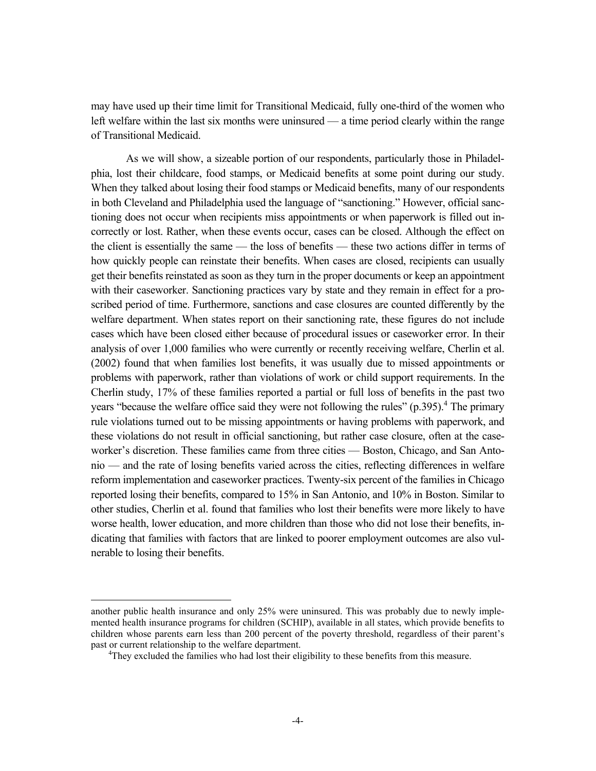may have used up their time limit for Transitional Medicaid, fully one-third of the women who left welfare within the last six months were uninsured — a time period clearly within the range of Transitional Medicaid.

As we will show, a sizeable portion of our respondents, particularly those in Philadelphia, lost their childcare, food stamps, or Medicaid benefits at some point during our study. When they talked about losing their food stamps or Medicaid benefits, many of our respondents in both Cleveland and Philadelphia used the language of "sanctioning." However, official sanctioning does not occur when recipients miss appointments or when paperwork is filled out incorrectly or lost. Rather, when these events occur, cases can be closed. Although the effect on the client is essentially the same — the loss of benefits — these two actions differ in terms of how quickly people can reinstate their benefits. When cases are closed, recipients can usually get their benefits reinstated as soon as they turn in the proper documents or keep an appointment with their caseworker. Sanctioning practices vary by state and they remain in effect for a proscribed period of time. Furthermore, sanctions and case closures are counted differently by the welfare department. When states report on their sanctioning rate, these figures do not include cases which have been closed either because of procedural issues or caseworker error. In their analysis of over 1,000 families who were currently or recently receiving welfare, Cherlin et al. (2002) found that when families lost benefits, it was usually due to missed appointments or problems with paperwork, rather than violations of work or child support requirements. In the Cherlin study, 17% of these families reported a partial or full loss of benefits in the past two years "because the welfare office said they were not following the rules" (p.395).[4] The primary rule violations turned out to be missing appointments or having problems with paperwork, and these violations do not result in official sanctioning, but rather case closure, often at the caseworker's discretion. These families came from three cities — Boston, Chicago, and San Antonio — and the rate of losing benefits varied across the cities, reflecting differences in welfare reform implementation and caseworker practices. Twenty-six percent of the families in Chicago reported losing their benefits, compared to 15% in San Antonio, and 10% in Boston. Similar to other studies, Cherlin et al. found that families who lost their benefits were more likely to have worse health, lower education, and more children than those who did not lose their benefits, indicating that families with factors that are linked to poorer employment outcomes are also vulnerable to losing their benefits.

---

another public health insurance and only 25% were uninsured. This was probably due to newly implemented health insurance programs for children (SCHIP), available in all states, which provide benefits to children whose parents earn less than 200 percent of the poverty threshold, regardless of their parent's past or current relationship to the welfare department.

[4] They excluded the families who had lost their eligibility to these benefits from this measure.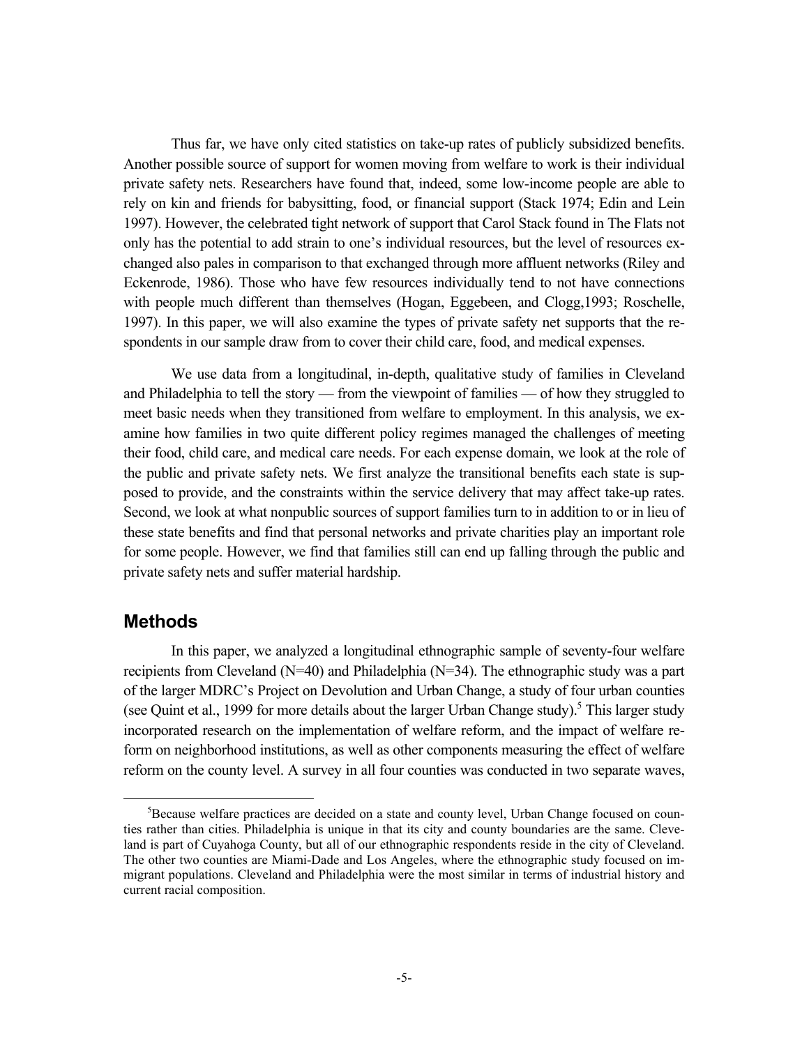Thus far, we have only cited statistics on take-up rates of publicly subsidized benefits. Another possible source of support for women moving from welfare to work is their individual private safety nets. Researchers have found that, indeed, some low-income people are able to rely on kin and friends for babysitting, food, or financial support (Stack 1974; Edin and Lein 1997). However, the celebrated tight network of support that Carol Stack found in The Flats not only has the potential to add strain to one's individual resources, but the level of resources exchanged also pales in comparison to that exchanged through more affluent networks (Riley and Eckenrode, 1986). Those who have few resources individually tend to not have connections with people much different than themselves (Hogan, Eggebeen, and Clogg,1993; Roschelle, 1997). In this paper, we will also examine the types of private safety net supports that the respondents in our sample draw from to cover their child care, food, and medical expenses.

We use data from a longitudinal, in-depth, qualitative study of families in Cleveland and Philadelphia to tell the story — from the viewpoint of families — of how they struggled to meet basic needs when they transitioned from welfare to employment. In this analysis, we examine how families in two quite different policy regimes managed the challenges of meeting their food, child care, and medical care needs. For each expense domain, we look at the role of the public and private safety nets. We first analyze the transitional benefits each state is supposed to provide, and the constraints within the service delivery that may affect take-up rates. Second, we look at what nonpublic sources of support families turn to in addition to or in lieu of these state benefits and find that personal networks and private charities play an important role for some people. However, we find that families still can end up falling through the public and private safety nets and suffer material hardship.

## Methods

In this paper, we analyzed a longitudinal ethnographic sample of seventy-four welfare recipients from Cleveland (N=40) and Philadelphia (N=34). The ethnographic study was a part of the larger MDRC's Project on Devolution and Urban Change, a study of four urban counties (see Quint et al., 1999 for more details about the larger Urban Change study).[5] This larger study incorporated research on the implementation of welfare reform, and the impact of welfare reform on neighborhood institutions, as well as other components measuring the effect of welfare reform on the county level. A survey in all four counties was conducted in two separate waves,

[5] Because welfare practices are decided on a state and county level, Urban Change focused on counties rather than cities. Philadelphia is unique in that its city and county boundaries are the same. Cleveland is part of Cuyahoga County, but all of our ethnographic respondents reside in the city of Cleveland. The other two counties are Miami-Dade and Los Angeles, where the ethnographic study focused on immigrant populations. Cleveland and Philadelphia were the most similar in terms of industrial history and current racial composition.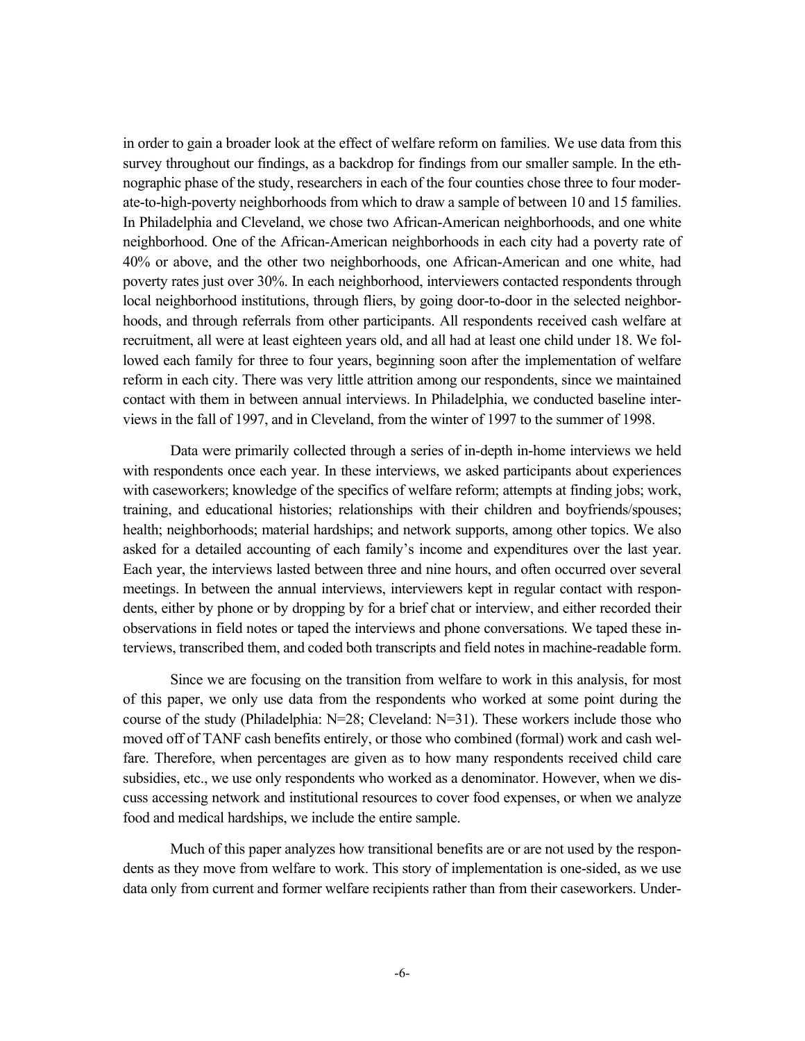in order to gain a broader look at the effect of welfare reform on families. We use data from this survey throughout our findings, as a backdrop for findings from our smaller sample. In the ethnographic phase of the study, researchers in each of the four counties chose three to four moderate-to-high-poverty neighborhoods from which to draw a sample of between 10 and 15 families. In Philadelphia and Cleveland, we chose two African-American neighborhoods, and one white neighborhood. One of the African-American neighborhoods in each city had a poverty rate of 40% or above, and the other two neighborhoods, one African-American and one white, had poverty rates just over 30%. In each neighborhood, interviewers contacted respondents through local neighborhood institutions, through fliers, by going door-to-door in the selected neighborhoods, and through referrals from other participants. All respondents received cash welfare at recruitment, all were at least eighteen years old, and all had at least one child under 18. We followed each family for three to four years, beginning soon after the implementation of welfare reform in each city. There was very little attrition among our respondents, since we maintained contact with them in between annual interviews. In Philadelphia, we conducted baseline interviews in the fall of 1997, and in Cleveland, from the winter of 1997 to the summer of 1998.

Data were primarily collected through a series of in-depth in-home interviews we held with respondents once each year. In these interviews, we asked participants about experiences with caseworkers; knowledge of the specifics of welfare reform; attempts at finding jobs; work, training, and educational histories; relationships with their children and boyfriends/spouses; health; neighborhoods; material hardships; and network supports, among other topics. We also asked for a detailed accounting of each family's income and expenditures over the last year. Each year, the interviews lasted between three and nine hours, and often occurred over several meetings. In between the annual interviews, interviewers kept in regular contact with respondents, either by phone or by dropping by for a brief chat or interview, and either recorded their observations in field notes or taped the interviews and phone conversations. We taped these interviews, transcribed them, and coded both transcripts and field notes in machine-readable form.

Since we are focusing on the transition from welfare to work in this analysis, for most of this paper, we only use data from the respondents who worked at some point during the course of the study (Philadelphia: N=28; Cleveland: N=31). These workers include those who moved off of TANF cash benefits entirely, or those who combined (formal) work and cash welfare. Therefore, when percentages are given as to how many respondents received child care subsidies, etc., we use only respondents who worked as a denominator. However, when we discuss accessing network and institutional resources to cover food expenses, or when we analyze food and medical hardships, we include the entire sample.

Much of this paper analyzes how transitional benefits are or are not used by the respondents as they move from welfare to work. This story of implementation is one-sided, as we use data only from current and former welfare recipients rather than from their caseworkers. Under-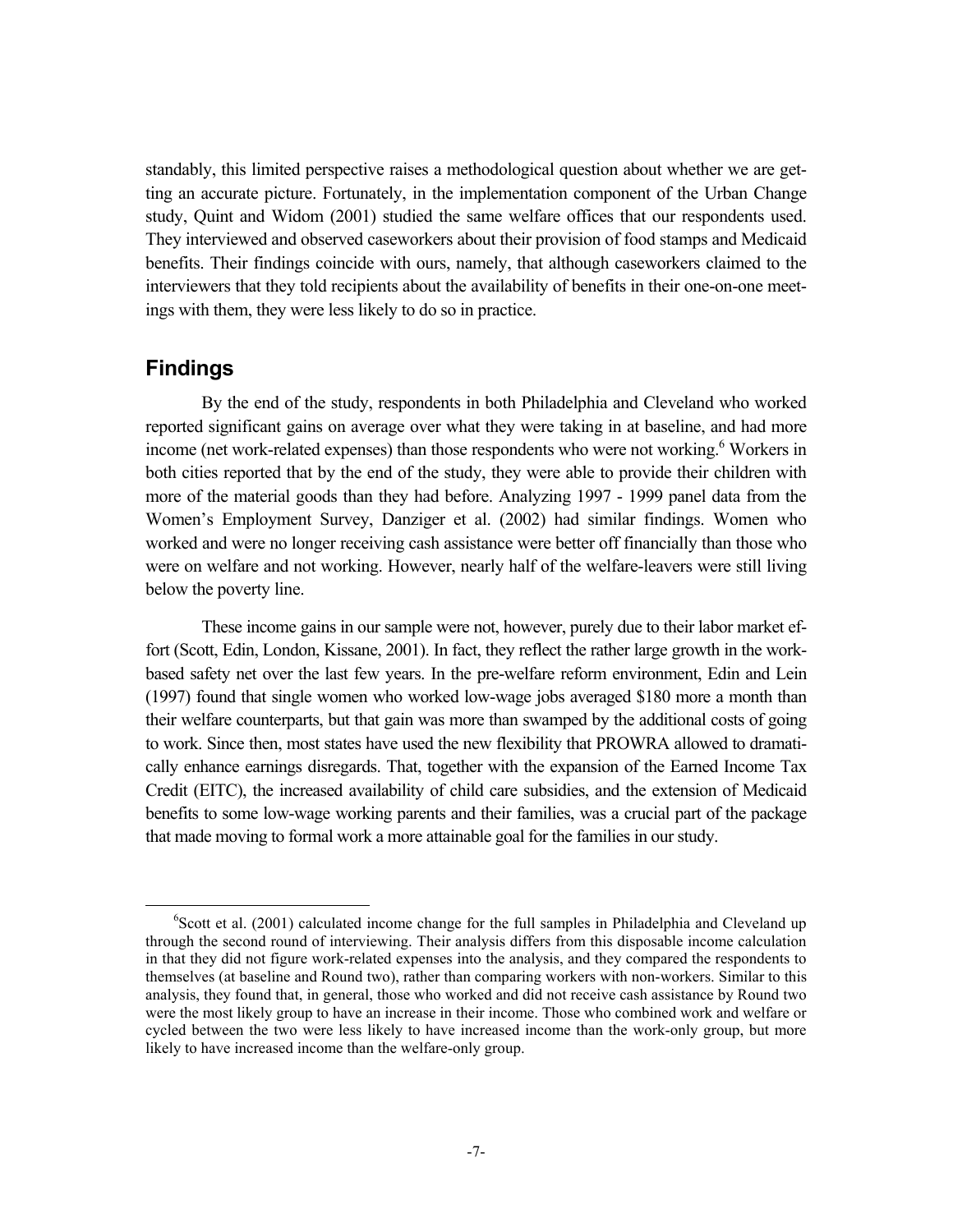standably, this limited perspective raises a methodological question about whether we are getting an accurate picture. Fortunately, in the implementation component of the Urban Change study, Quint and Widom (2001) studied the same welfare offices that our respondents used. They interviewed and observed caseworkers about their provision of food stamps and Medicaid benefits. Their findings coincide with ours, namely, that although caseworkers claimed to the interviewers that they told recipients about the availability of benefits in their one-on-one meetings with them, they were less likely to do so in practice.

## Findings

By the end of the study, respondents in both Philadelphia and Cleveland who worked reported significant gains on average over what they were taking in at baseline, and had more income (net work-related expenses) than those respondents who were not working.[6] Workers in both cities reported that by the end of the study, they were able to provide their children with more of the material goods than they had before. Analyzing 1997 - 1999 panel data from the Women's Employment Survey, Danziger et al. (2002) had similar findings. Women who worked and were no longer receiving cash assistance were better off financially than those who were on welfare and not working. However, nearly half of the welfare-leavers were still living below the poverty line.

These income gains in our sample were not, however, purely due to their labor market effort (Scott, Edin, London, Kissane, 2001). In fact, they reflect the rather large growth in the work-based safety net over the last few years. In the pre-welfare reform environment, Edin and Lein (1997) found that single women who worked low-wage jobs averaged $180 more a month than their welfare counterparts, but that gain was more than swamped by the additional costs of going to work. Since then, most states have used the new flexibility that PROWRA allowed to dramatically enhance earnings disregards. That, together with the expansion of the Earned Income Tax Credit (EITC), the increased availability of child care subsidies, and the extension of Medicaid benefits to some low-wage working parents and their families, was a crucial part of the package that made moving to formal work a more attainable goal for the families in our study.

[6] Scott et al. (2001) calculated income change for the full samples in Philadelphia and Cleveland up through the second round of interviewing. Their analysis differs from this disposable income calculation in that they did not figure work-related expenses into the analysis, and they compared the respondents to themselves (at baseline and Round two), rather than comparing workers with non-workers. Similar to this analysis, they found that, in general, those who worked and did not receive cash assistance by Round two were the most likely group to have an increase in their income. Those who combined work and welfare or cycled between the two were less likely to have increased income than the work-only group, but more likely to have increased income than the welfare-only group.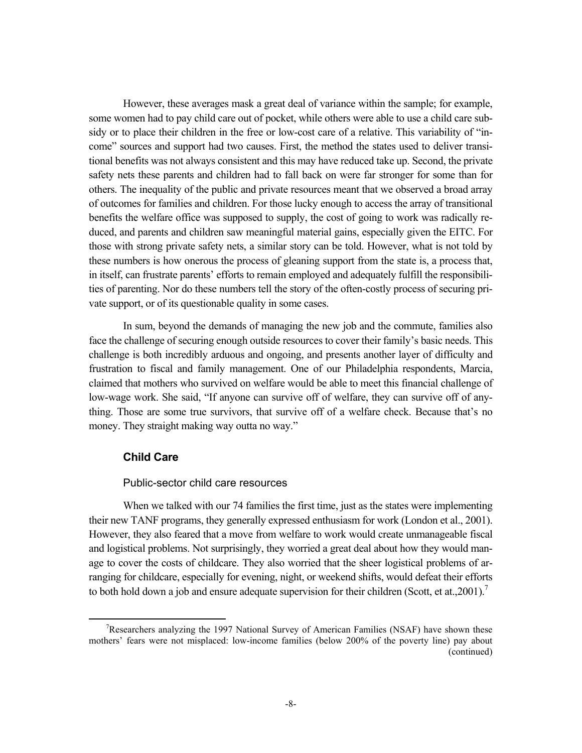However, these averages mask a great deal of variance within the sample; for example, some women had to pay child care out of pocket, while others were able to use a child care subsidy or to place their children in the free or low-cost care of a relative. This variability of "income" sources and support had two causes. First, the method the states used to deliver transitional benefits was not always consistent and this may have reduced take up. Second, the private safety nets these parents and children had to fall back on were far stronger for some than for others. The inequality of the public and private resources meant that we observed a broad array of outcomes for families and children. For those lucky enough to access the array of transitional benefits the welfare office was supposed to supply, the cost of going to work was radically reduced, and parents and children saw meaningful material gains, especially given the EITC. For those with strong private safety nets, a similar story can be told. However, what is not told by these numbers is how onerous the process of gleaning support from the state is, a process that, in itself, can frustrate parents' efforts to remain employed and adequately fulfill the responsibilities of parenting. Nor do these numbers tell the story of the often-costly process of securing private support, or of its questionable quality in some cases.

In sum, beyond the demands of managing the new job and the commute, families also face the challenge of securing enough outside resources to cover their family's basic needs. This challenge is both incredibly arduous and ongoing, and presents another layer of difficulty and frustration to fiscal and family management. One of our Philadelphia respondents, Marcia, claimed that mothers who survived on welfare would be able to meet this financial challenge of low-wage work. She said, "If anyone can survive off of welfare, they can survive off of anything. Those are some true survivors, that survive off of a welfare check. Because that's no money. They straight making way outta no way."

### Child Care

#### Public-sector child care resources

When we talked with our 74 families the first time, just as the states were implementing their new TANF programs, they generally expressed enthusiasm for work (London et al., 2001). However, they also feared that a move from welfare to work would create unmanageable fiscal and logistical problems. Not surprisingly, they worried a great deal about how they would manage to cover the costs of childcare. They also worried that the sheer logistical problems of arranging for childcare, especially for evening, night, or weekend shifts, would defeat their efforts to both hold down a job and ensure adequate supervision for their children (Scott, et at.,2001).[7]

[7]Researchers analyzing the 1997 National Survey of American Families (NSAF) have shown these mothers' fears were not misplaced: low-income families (below 200% of the poverty line) pay about (continued)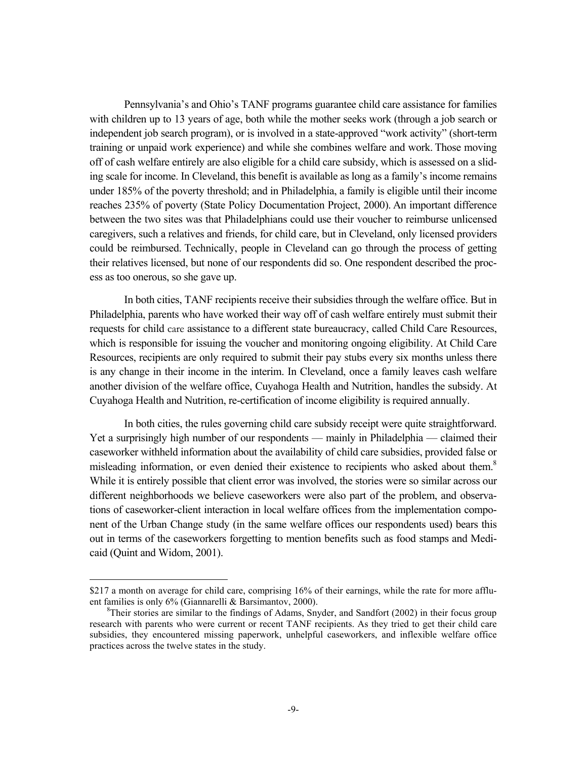Pennsylvania's and Ohio's TANF programs guarantee child care assistance for families with children up to 13 years of age, both while the mother seeks work (through a job search or independent job search program), or is involved in a state-approved "work activity" (short-term training or unpaid work experience) and while she combines welfare and work. Those moving off of cash welfare entirely are also eligible for a child care subsidy, which is assessed on a sliding scale for income. In Cleveland, this benefit is available as long as a family's income remains under 185% of the poverty threshold; and in Philadelphia, a family is eligible until their income reaches 235% of poverty (State Policy Documentation Project, 2000). An important difference between the two sites was that Philadelphians could use their voucher to reimburse unlicensed caregivers, such a relatives and friends, for child care, but in Cleveland, only licensed providers could be reimbursed. Technically, people in Cleveland can go through the process of getting their relatives licensed, but none of our respondents did so. One respondent described the process as too onerous, so she gave up.

In both cities, TANF recipients receive their subsidies through the welfare office. But in Philadelphia, parents who have worked their way off of cash welfare entirely must submit their requests for child care assistance to a different state bureaucracy, called Child Care Resources, which is responsible for issuing the voucher and monitoring ongoing eligibility. At Child Care Resources, recipients are only required to submit their pay stubs every six months unless there is any change in their income in the interim. In Cleveland, once a family leaves cash welfare another division of the welfare office, Cuyahoga Health and Nutrition, handles the subsidy. At Cuyahoga Health and Nutrition, re-certification of income eligibility is required annually.

In both cities, the rules governing child care subsidy receipt were quite straightforward. Yet a surprisingly high number of our respondents — mainly in Philadelphia — claimed their caseworker withheld information about the availability of child care subsidies, provided false or misleading information, or even denied their existence to recipients who asked about them.[8] While it is entirely possible that client error was involved, the stories were so similar across our different neighborhoods we believe caseworkers were also part of the problem, and observations of caseworker-client interaction in local welfare offices from the implementation component of the Urban Change study (in the same welfare offices our respondents used) bears this out in terms of the caseworkers forgetting to mention benefits such as food stamps and Medicaid (Quint and Widom, 2001).

---

$217 a month on average for child care, comprising 16% of their earnings, while the rate for more affluent families is only 6% (Giannarelli & Barsimantov, 2000).

[8]Their stories are similar to the findings of Adams, Snyder, and Sandfort (2002) in their focus group research with parents who were current or recent TANF recipients. As they tried to get their child care subsidies, they encountered missing paperwork, unhelpful caseworkers, and inflexible welfare office practices across the twelve states in the study.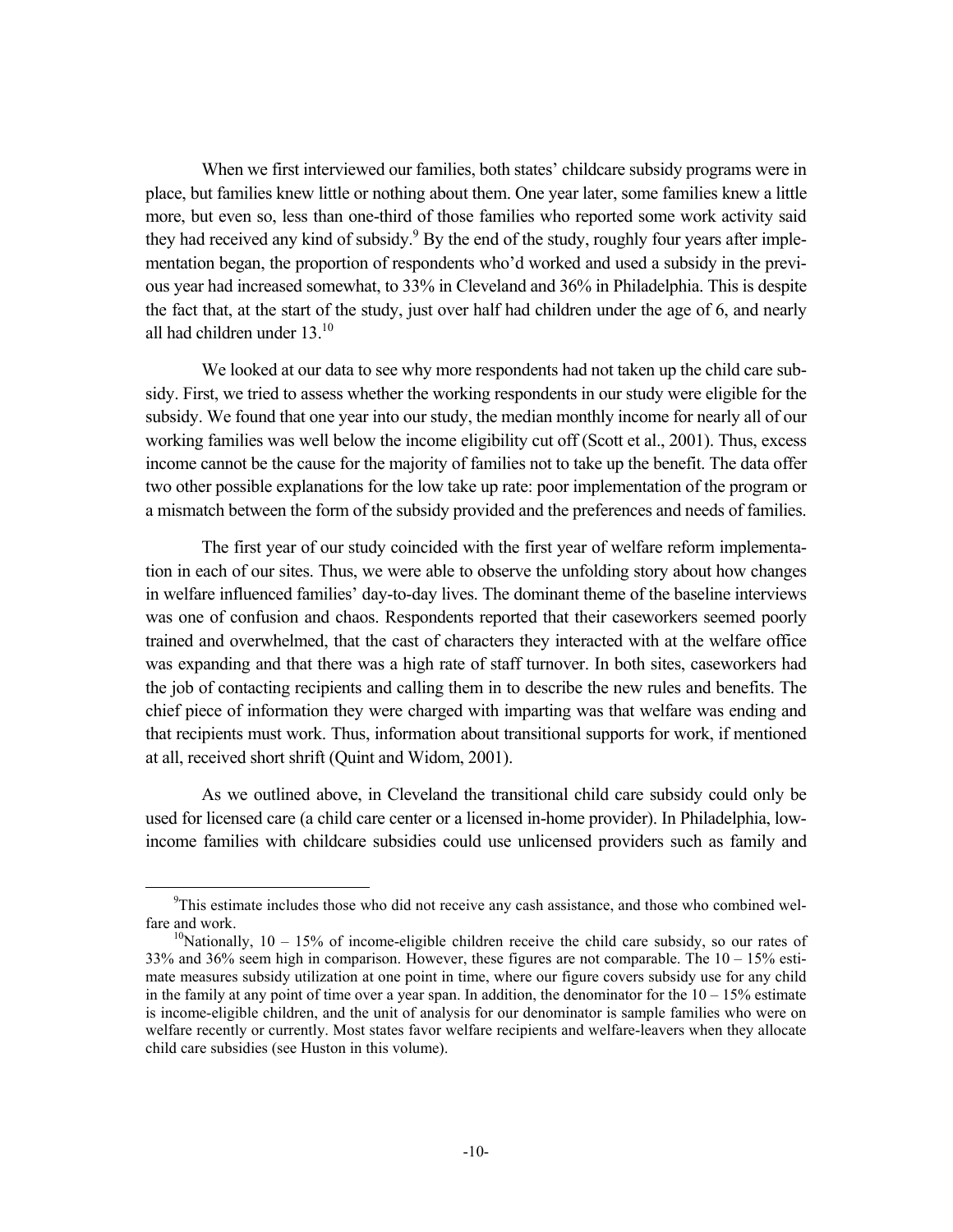When we first interviewed our families, both states' childcare subsidy programs were in place, but families knew little or nothing about them. One year later, some families knew a little more, but even so, less than one-third of those families who reported some work activity said they had received any kind of subsidy.[9] By the end of the study, roughly four years after implementation began, the proportion of respondents who'd worked and used a subsidy in the previous year had increased somewhat, to 33% in Cleveland and 36% in Philadelphia. This is despite the fact that, at the start of the study, just over half had children under the age of 6, and nearly all had children under 13.[10]

We looked at our data to see why more respondents had not taken up the child care subsidy. First, we tried to assess whether the working respondents in our study were eligible for the subsidy. We found that one year into our study, the median monthly income for nearly all of our working families was well below the income eligibility cut off (Scott et al., 2001). Thus, excess income cannot be the cause for the majority of families not to take up the benefit. The data offer two other possible explanations for the low take up rate: poor implementation of the program or a mismatch between the form of the subsidy provided and the preferences and needs of families.

The first year of our study coincided with the first year of welfare reform implementation in each of our sites. Thus, we were able to observe the unfolding story about how changes in welfare influenced families' day-to-day lives. The dominant theme of the baseline interviews was one of confusion and chaos. Respondents reported that their caseworkers seemed poorly trained and overwhelmed, that the cast of characters they interacted with at the welfare office was expanding and that there was a high rate of staff turnover. In both sites, caseworkers had the job of contacting recipients and calling them in to describe the new rules and benefits. The chief piece of information they were charged with imparting was that welfare was ending and that recipients must work. Thus, information about transitional supports for work, if mentioned at all, received short shrift (Quint and Widom, 2001).

As we outlined above, in Cleveland the transitional child care subsidy could only be used for licensed care (a child care center or a licensed in-home provider). In Philadelphia, low-income families with childcare subsidies could use unlicensed providers such as family and

[9]This estimate includes those who did not receive any cash assistance, and those who combined welfare and work.

[10]Nationally, 10 – 15% of income-eligible children receive the child care subsidy, so our rates of 33% and 36% seem high in comparison. However, these figures are not comparable. The 10 – 15% estimate measures subsidy utilization at one point in time, where our figure covers subsidy use for any child in the family at any point of time over a year span. In addition, the denominator for the 10 – 15% estimate is income-eligible children, and the unit of analysis for our denominator is sample families who were on welfare recently or currently. Most states favor welfare recipients and welfare-leavers when they allocate child care subsidies (see Huston in this volume).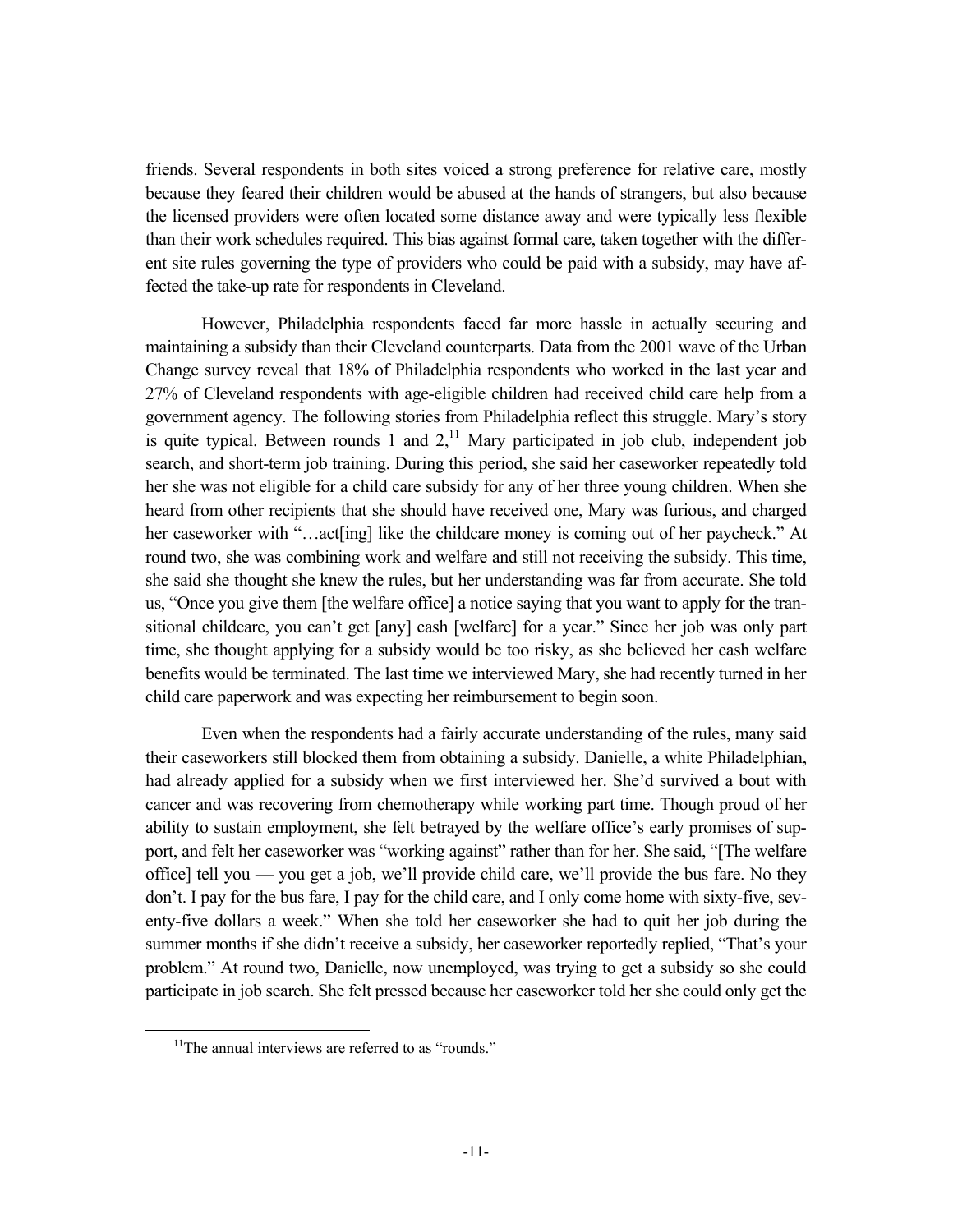friends. Several respondents in both sites voiced a strong preference for relative care, mostly because they feared their children would be abused at the hands of strangers, but also because the licensed providers were often located some distance away and were typically less flexible than their work schedules required. This bias against formal care, taken together with the different site rules governing the type of providers who could be paid with a subsidy, may have affected the take-up rate for respondents in Cleveland.

However, Philadelphia respondents faced far more hassle in actually securing and maintaining a subsidy than their Cleveland counterparts. Data from the 2001 wave of the Urban Change survey reveal that 18% of Philadelphia respondents who worked in the last year and 27% of Cleveland respondents with age-eligible children had received child care help from a government agency. The following stories from Philadelphia reflect this struggle. Mary's story is quite typical. Between rounds 1 and 2,[11] Mary participated in job club, independent job search, and short-term job training. During this period, she said her caseworker repeatedly told her she was not eligible for a child care subsidy for any of her three young children. When she heard from other recipients that she should have received one, Mary was furious, and charged her caseworker with "…act[ing] like the childcare money is coming out of her paycheck." At round two, she was combining work and welfare and still not receiving the subsidy. This time, she said she thought she knew the rules, but her understanding was far from accurate. She told us, "Once you give them [the welfare office] a notice saying that you want to apply for the transitional childcare, you can't get [any] cash [welfare] for a year." Since her job was only part time, she thought applying for a subsidy would be too risky, as she believed her cash welfare benefits would be terminated. The last time we interviewed Mary, she had recently turned in her child care paperwork and was expecting her reimbursement to begin soon.

Even when the respondents had a fairly accurate understanding of the rules, many said their caseworkers still blocked them from obtaining a subsidy. Danielle, a white Philadelphian, had already applied for a subsidy when we first interviewed her. She'd survived a bout with cancer and was recovering from chemotherapy while working part time. Though proud of her ability to sustain employment, she felt betrayed by the welfare office's early promises of support, and felt her caseworker was "working against" rather than for her. She said, "[The welfare office] tell you — you get a job, we'll provide child care, we'll provide the bus fare. No they don't. I pay for the bus fare, I pay for the child care, and I only come home with sixty-five, seventy-five dollars a week." When she told her caseworker she had to quit her job during the summer months if she didn't receive a subsidy, her caseworker reportedly replied, "That's your problem." At round two, Danielle, now unemployed, was trying to get a subsidy so she could participate in job search. She felt pressed because her caseworker told her she could only get the

[11] The annual interviews are referred to as "rounds."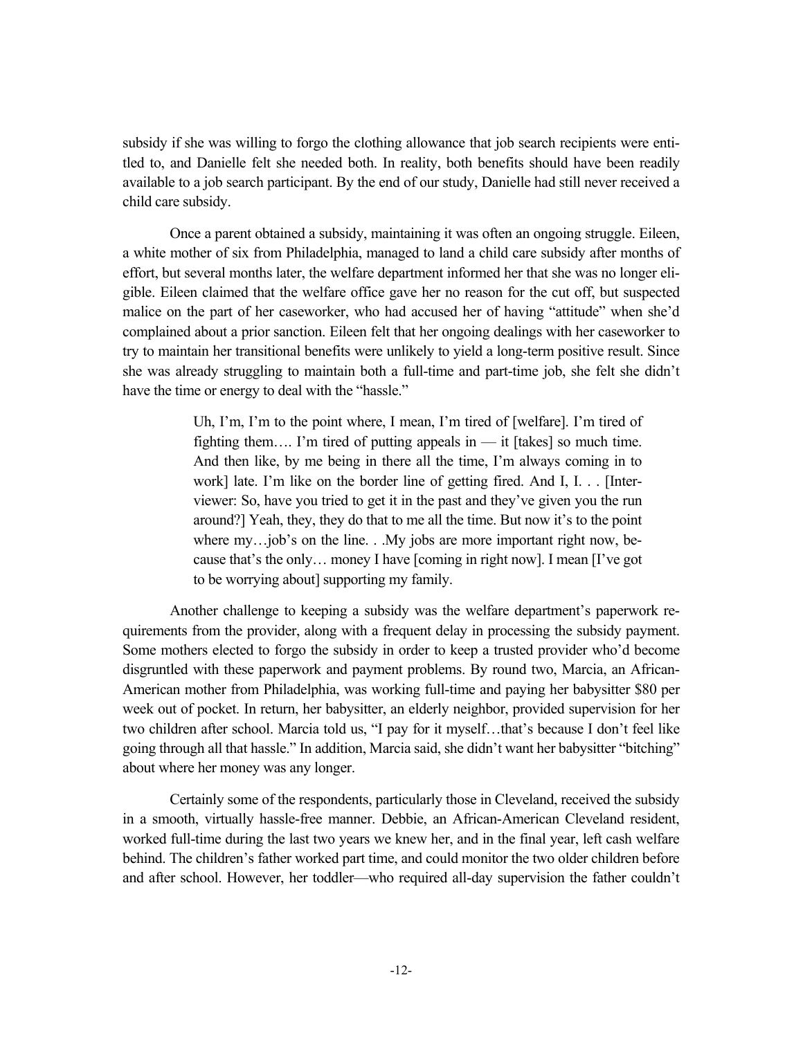subsidy if she was willing to forgo the clothing allowance that job search recipients were entitled to, and Danielle felt she needed both. In reality, both benefits should have been readily available to a job search participant. By the end of our study, Danielle had still never received a child care subsidy.

Once a parent obtained a subsidy, maintaining it was often an ongoing struggle. Eileen, a white mother of six from Philadelphia, managed to land a child care subsidy after months of effort, but several months later, the welfare department informed her that she was no longer eligible. Eileen claimed that the welfare office gave her no reason for the cut off, but suspected malice on the part of her caseworker, who had accused her of having "attitude" when she'd complained about a prior sanction. Eileen felt that her ongoing dealings with her caseworker to try to maintain her transitional benefits were unlikely to yield a long-term positive result. Since she was already struggling to maintain both a full-time and part-time job, she felt she didn't have the time or energy to deal with the "hassle."

> Uh, I'm, I'm to the point where, I mean, I'm tired of [welfare]. I'm tired of fighting them…. I'm tired of putting appeals in — it [takes] so much time. And then like, by me being in there all the time, I'm always coming in to work] late. I'm like on the border line of getting fired. And I, I. . . [Interviewer: So, have you tried to get it in the past and they've given you the run around?] Yeah, they, they do that to me all the time. But now it's to the point where my…job's on the line. . .My jobs are more important right now, because that's the only… money I have [coming in right now]. I mean [I've got to be worrying about] supporting my family.

Another challenge to keeping a subsidy was the welfare department's paperwork requirements from the provider, along with a frequent delay in processing the subsidy payment. Some mothers elected to forgo the subsidy in order to keep a trusted provider who'd become disgruntled with these paperwork and payment problems. By round two, Marcia, an African-American mother from Philadelphia, was working full-time and paying her babysitter $80 per week out of pocket. In return, her babysitter, an elderly neighbor, provided supervision for her two children after school. Marcia told us, "I pay for it myself…that's because I don't feel like going through all that hassle." In addition, Marcia said, she didn't want her babysitter "bitching" about where her money was any longer.

Certainly some of the respondents, particularly those in Cleveland, received the subsidy in a smooth, virtually hassle-free manner. Debbie, an African-American Cleveland resident, worked full-time during the last two years we knew her, and in the final year, left cash welfare behind. The children's father worked part time, and could monitor the two older children before and after school. However, her toddler—who required all-day supervision the father couldn't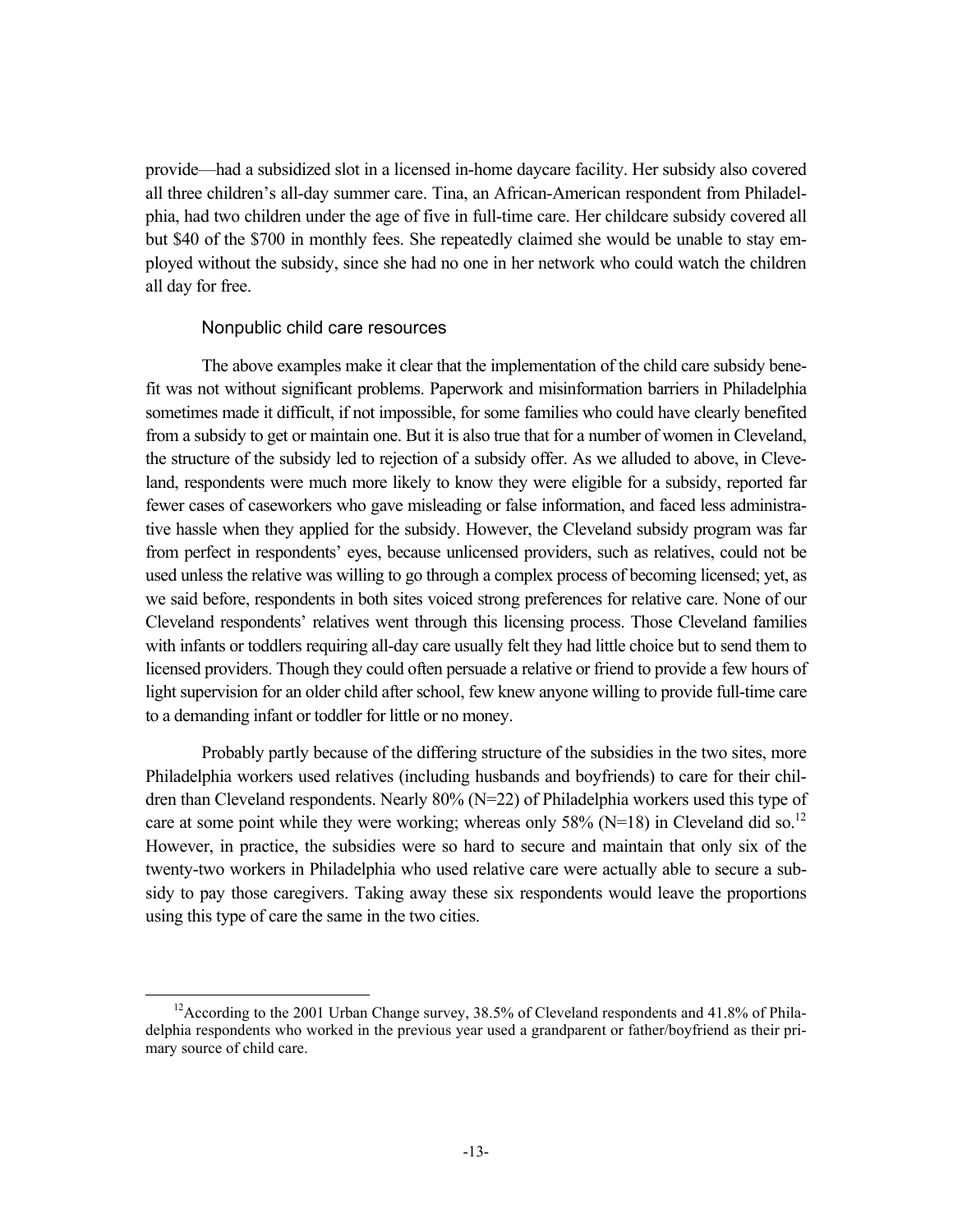provide—had a subsidized slot in a licensed in-home daycare facility. Her subsidy also covered all three children's all-day summer care. Tina, an African-American respondent from Philadelphia, had two children under the age of five in full-time care. Her childcare subsidy covered all but $40 of the $700 in monthly fees. She repeatedly claimed she would be unable to stay employed without the subsidy, since she had no one in her network who could watch the children all day for free.

### Nonpublic child care resources

The above examples make it clear that the implementation of the child care subsidy benefit was not without significant problems. Paperwork and misinformation barriers in Philadelphia sometimes made it difficult, if not impossible, for some families who could have clearly benefited from a subsidy to get or maintain one. But it is also true that for a number of women in Cleveland, the structure of the subsidy led to rejection of a subsidy offer. As we alluded to above, in Cleveland, respondents were much more likely to know they were eligible for a subsidy, reported far fewer cases of caseworkers who gave misleading or false information, and faced less administrative hassle when they applied for the subsidy. However, the Cleveland subsidy program was far from perfect in respondents' eyes, because unlicensed providers, such as relatives, could not be used unless the relative was willing to go through a complex process of becoming licensed; yet, as we said before, respondents in both sites voiced strong preferences for relative care. None of our Cleveland respondents' relatives went through this licensing process. Those Cleveland families with infants or toddlers requiring all-day care usually felt they had little choice but to send them to licensed providers. Though they could often persuade a relative or friend to provide a few hours of light supervision for an older child after school, few knew anyone willing to provide full-time care to a demanding infant or toddler for little or no money.

Probably partly because of the differing structure of the subsidies in the two sites, more Philadelphia workers used relatives (including husbands and boyfriends) to care for their children than Cleveland respondents. Nearly 80% (N=22) of Philadelphia workers used this type of care at some point while they were working; whereas only 58% (N=18) in Cleveland did so.[12] However, in practice, the subsidies were so hard to secure and maintain that only six of the twenty-two workers in Philadelphia who used relative care were actually able to secure a subsidy to pay those caregivers. Taking away these six respondents would leave the proportions using this type of care the same in the two cities.

[12] According to the 2001 Urban Change survey, 38.5% of Cleveland respondents and 41.8% of Philadelphia respondents who worked in the previous year used a grandparent or father/boyfriend as their primary source of child care.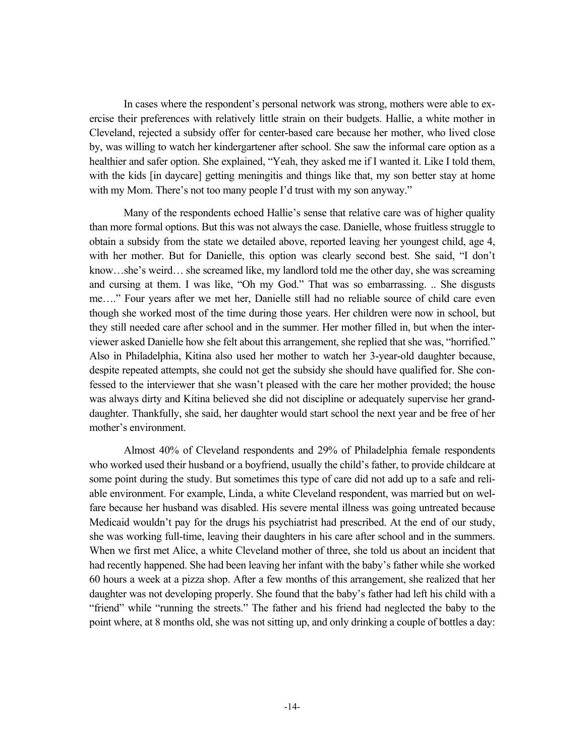In cases where the respondent's personal network was strong, mothers were able to exercise their preferences with relatively little strain on their budgets. Hallie, a white mother in Cleveland, rejected a subsidy offer for center-based care because her mother, who lived close by, was willing to watch her kindergartener after school. She saw the informal care option as a healthier and safer option. She explained, "Yeah, they asked me if I wanted it. Like I told them, with the kids [in daycare] getting meningitis and things like that, my son better stay at home with my Mom. There's not too many people I'd trust with my son anyway."

Many of the respondents echoed Hallie's sense that relative care was of higher quality than more formal options. But this was not always the case. Danielle, whose fruitless struggle to obtain a subsidy from the state we detailed above, reported leaving her youngest child, age 4, with her mother. But for Danielle, this option was clearly second best. She said, "I don't know…she's weird… she screamed like, my landlord told me the other day, she was screaming and cursing at them. I was like, "Oh my God." That was so embarrassing. .. She disgusts me…." Four years after we met her, Danielle still had no reliable source of child care even though she worked most of the time during those years. Her children were now in school, but they still needed care after school and in the summer. Her mother filled in, but when the interviewer asked Danielle how she felt about this arrangement, she replied that she was, "horrified." Also in Philadelphia, Kitina also used her mother to watch her 3-year-old daughter because, despite repeated attempts, she could not get the subsidy she should have qualified for. She confessed to the interviewer that she wasn't pleased with the care her mother provided; the house was always dirty and Kitina believed she did not discipline or adequately supervise her granddaughter. Thankfully, she said, her daughter would start school the next year and be free of her mother's environment.

Almost 40% of Cleveland respondents and 29% of Philadelphia female respondents who worked used their husband or a boyfriend, usually the child's father, to provide childcare at some point during the study. But sometimes this type of care did not add up to a safe and reliable environment. For example, Linda, a white Cleveland respondent, was married but on welfare because her husband was disabled. His severe mental illness was going untreated because Medicaid wouldn't pay for the drugs his psychiatrist had prescribed. At the end of our study, she was working full-time, leaving their daughters in his care after school and in the summers. When we first met Alice, a white Cleveland mother of three, she told us about an incident that had recently happened. She had been leaving her infant with the baby's father while she worked 60 hours a week at a pizza shop. After a few months of this arrangement, she realized that her daughter was not developing properly. She found that the baby's father had left his child with a "friend" while "running the streets." The father and his friend had neglected the baby to the point where, at 8 months old, she was not sitting up, and only drinking a couple of bottles a day: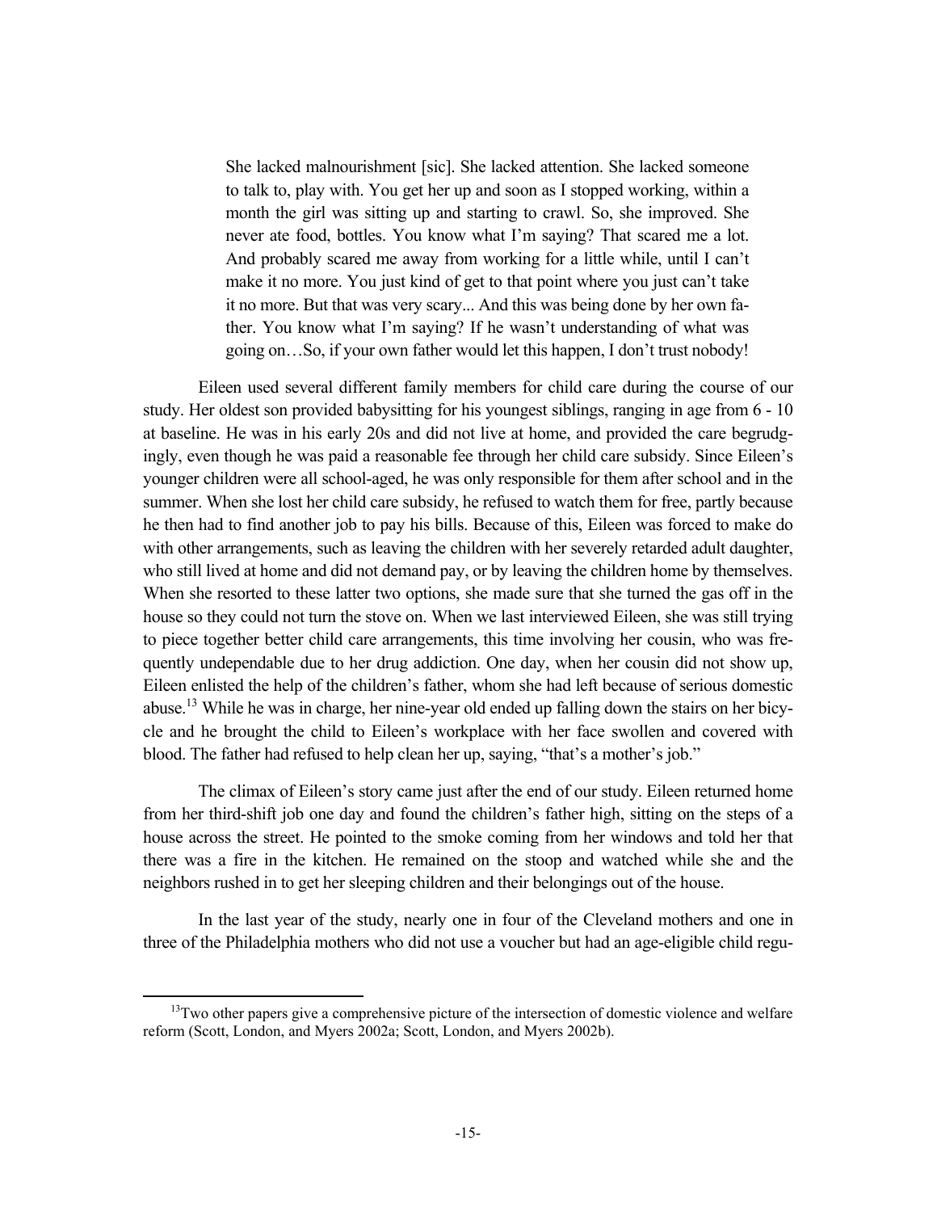> She lacked malnourishment [sic]. She lacked attention. She lacked someone to talk to, play with. You get her up and soon as I stopped working, within a month the girl was sitting up and starting to crawl. So, she improved. She never ate food, bottles. You know what I'm saying? That scared me a lot. And probably scared me away from working for a little while, until I can't make it no more. You just kind of get to that point where you just can't take it no more. But that was very scary... And this was being done by her own father. You know what I'm saying? If he wasn't understanding of what was going on…So, if your own father would let this happen, I don't trust nobody!

Eileen used several different family members for child care during the course of our study. Her oldest son provided babysitting for his youngest siblings, ranging in age from 6 - 10 at baseline. He was in his early 20s and did not live at home, and provided the care begrudgingly, even though he was paid a reasonable fee through her child care subsidy. Since Eileen's younger children were all school-aged, he was only responsible for them after school and in the summer. When she lost her child care subsidy, he refused to watch them for free, partly because he then had to find another job to pay his bills. Because of this, Eileen was forced to make do with other arrangements, such as leaving the children with her severely retarded adult daughter, who still lived at home and did not demand pay, or by leaving the children home by themselves. When she resorted to these latter two options, she made sure that she turned the gas off in the house so they could not turn the stove on. When we last interviewed Eileen, she was still trying to piece together better child care arrangements, this time involving her cousin, who was frequently undependable due to her drug addiction. One day, when her cousin did not show up, Eileen enlisted the help of the children's father, whom she had left because of serious domestic abuse.[13] While he was in charge, her nine-year old ended up falling down the stairs on her bicycle and he brought the child to Eileen's workplace with her face swollen and covered with blood. The father had refused to help clean her up, saying, "that's a mother's job."

The climax of Eileen's story came just after the end of our study. Eileen returned home from her third-shift job one day and found the children's father high, sitting on the steps of a house across the street. He pointed to the smoke coming from her windows and told her that there was a fire in the kitchen. He remained on the stoop and watched while she and the neighbors rushed in to get her sleeping children and their belongings out of the house.

In the last year of the study, nearly one in four of the Cleveland mothers and one in three of the Philadelphia mothers who did not use a voucher but had an age-eligible child regu-

[13] Two other papers give a comprehensive picture of the intersection of domestic violence and welfare reform (Scott, London, and Myers 2002a; Scott, London, and Myers 2002b).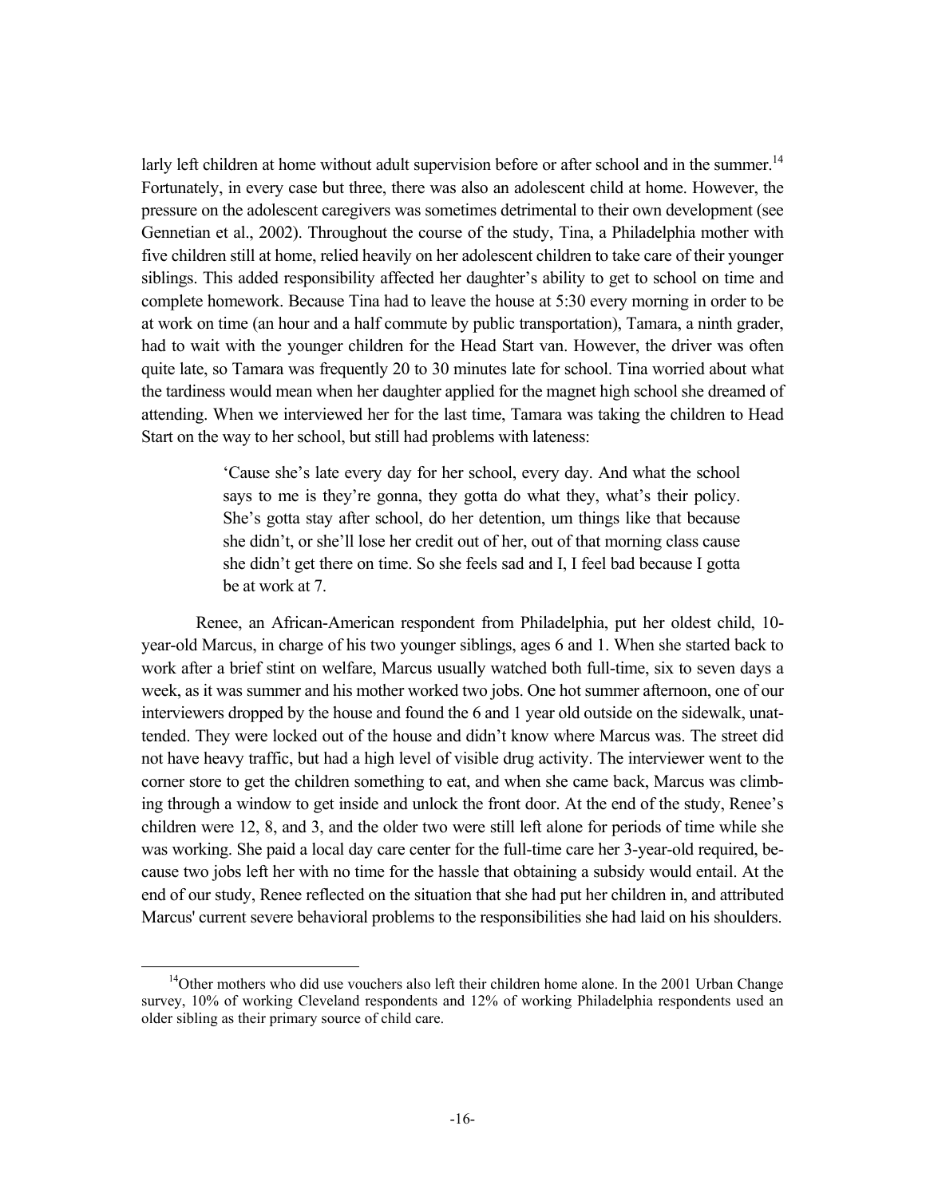larly left children at home without adult supervision before or after school and in the summer.[14] Fortunately, in every case but three, there was also an adolescent child at home. However, the pressure on the adolescent caregivers was sometimes detrimental to their own development (see Gennetian et al., 2002). Throughout the course of the study, Tina, a Philadelphia mother with five children still at home, relied heavily on her adolescent children to take care of their younger siblings. This added responsibility affected her daughter's ability to get to school on time and complete homework. Because Tina had to leave the house at 5:30 every morning in order to be at work on time (an hour and a half commute by public transportation), Tamara, a ninth grader, had to wait with the younger children for the Head Start van. However, the driver was often quite late, so Tamara was frequently 20 to 30 minutes late for school. Tina worried about what the tardiness would mean when her daughter applied for the magnet high school she dreamed of attending. When we interviewed her for the last time, Tamara was taking the children to Head Start on the way to her school, but still had problems with lateness:

> 'Cause she's late every day for her school, every day. And what the school says to me is they're gonna, they gotta do what they, what's their policy. She's gotta stay after school, do her detention, um things like that because she didn't, or she'll lose her credit out of her, out of that morning class cause she didn't get there on time. So she feels sad and I, I feel bad because I gotta be at work at 7.

Renee, an African-American respondent from Philadelphia, put her oldest child, 10-year-old Marcus, in charge of his two younger siblings, ages 6 and 1. When she started back to work after a brief stint on welfare, Marcus usually watched both full-time, six to seven days a week, as it was summer and his mother worked two jobs. One hot summer afternoon, one of our interviewers dropped by the house and found the 6 and 1 year old outside on the sidewalk, unattended. They were locked out of the house and didn't know where Marcus was. The street did not have heavy traffic, but had a high level of visible drug activity. The interviewer went to the corner store to get the children something to eat, and when she came back, Marcus was climbing through a window to get inside and unlock the front door. At the end of the study, Renee's children were 12, 8, and 3, and the older two were still left alone for periods of time while she was working. She paid a local day care center for the full-time care her 3-year-old required, because two jobs left her with no time for the hassle that obtaining a subsidy would entail. At the end of our study, Renee reflected on the situation that she had put her children in, and attributed Marcus' current severe behavioral problems to the responsibilities she had laid on his shoulders.

---

[14]Other mothers who did use vouchers also left their children home alone. In the 2001 Urban Change survey, 10% of working Cleveland respondents and 12% of working Philadelphia respondents used an older sibling as their primary source of child care.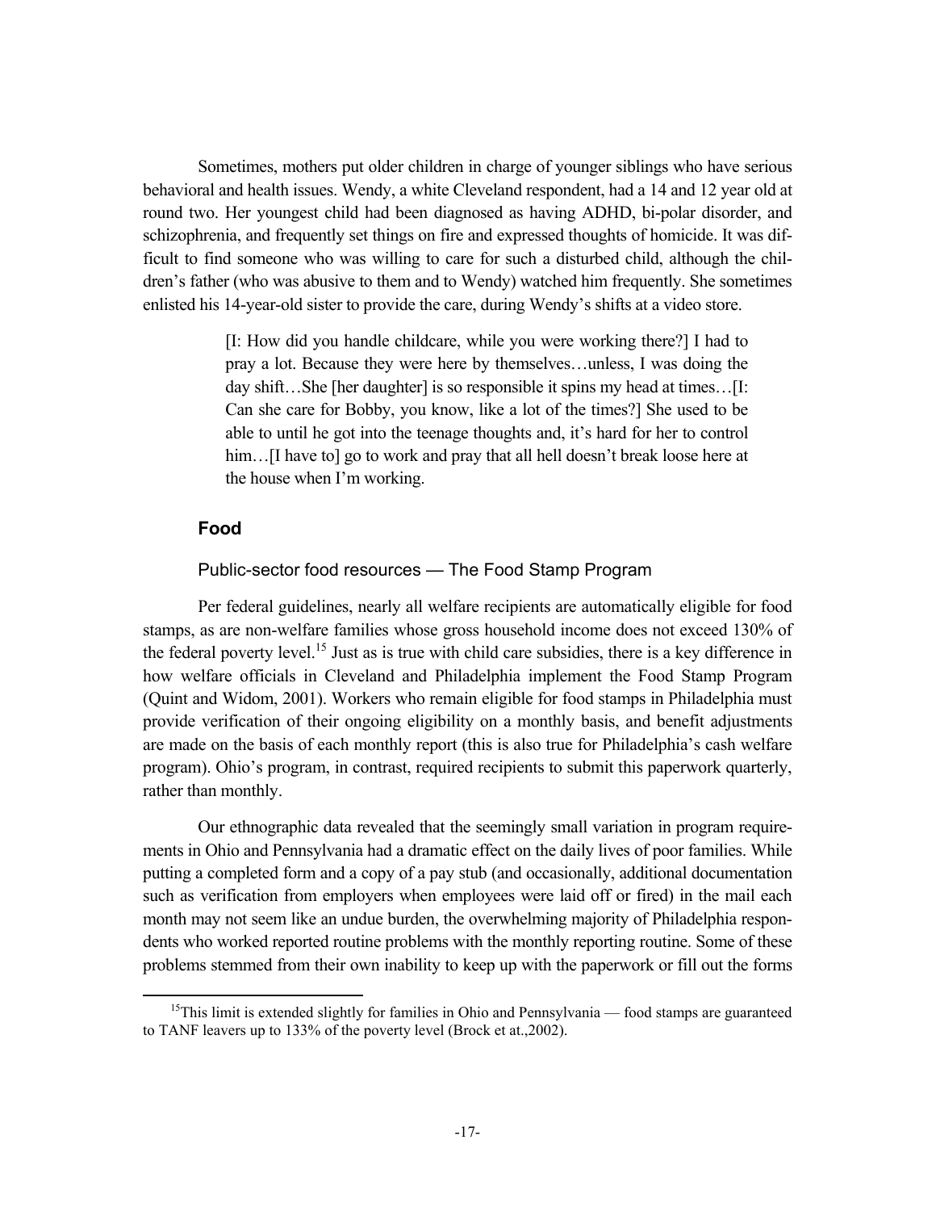Sometimes, mothers put older children in charge of younger siblings who have serious behavioral and health issues. Wendy, a white Cleveland respondent, had a 14 and 12 year old at round two. Her youngest child had been diagnosed as having ADHD, bi-polar disorder, and schizophrenia, and frequently set things on fire and expressed thoughts of homicide. It was difficult to find someone who was willing to care for such a disturbed child, although the children's father (who was abusive to them and to Wendy) watched him frequently. She sometimes enlisted his 14-year-old sister to provide the care, during Wendy's shifts at a video store.

> [I: How did you handle childcare, while you were working there?] I had to pray a lot. Because they were here by themselves…unless, I was doing the day shift…She [her daughter] is so responsible it spins my head at times…[I: Can she care for Bobby, you know, like a lot of the times?] She used to be able to until he got into the teenage thoughts and, it's hard for her to control him…[I have to] go to work and pray that all hell doesn't break loose here at the house when I'm working.

## Food

### Public-sector food resources — The Food Stamp Program

Per federal guidelines, nearly all welfare recipients are automatically eligible for food stamps, as are non-welfare families whose gross household income does not exceed 130% of the federal poverty level.[15] Just as is true with child care subsidies, there is a key difference in how welfare officials in Cleveland and Philadelphia implement the Food Stamp Program (Quint and Widom, 2001). Workers who remain eligible for food stamps in Philadelphia must provide verification of their ongoing eligibility on a monthly basis, and benefit adjustments are made on the basis of each monthly report (this is also true for Philadelphia's cash welfare program). Ohio's program, in contrast, required recipients to submit this paperwork quarterly, rather than monthly.

Our ethnographic data revealed that the seemingly small variation in program requirements in Ohio and Pennsylvania had a dramatic effect on the daily lives of poor families. While putting a completed form and a copy of a pay stub (and occasionally, additional documentation such as verification from employers when employees were laid off or fired) in the mail each month may not seem like an undue burden, the overwhelming majority of Philadelphia respondents who worked reported routine problems with the monthly reporting routine. Some of these problems stemmed from their own inability to keep up with the paperwork or fill out the forms

[15] This limit is extended slightly for families in Ohio and Pennsylvania — food stamps are guaranteed to TANF leavers up to 133% of the poverty level (Brock et at.,2002).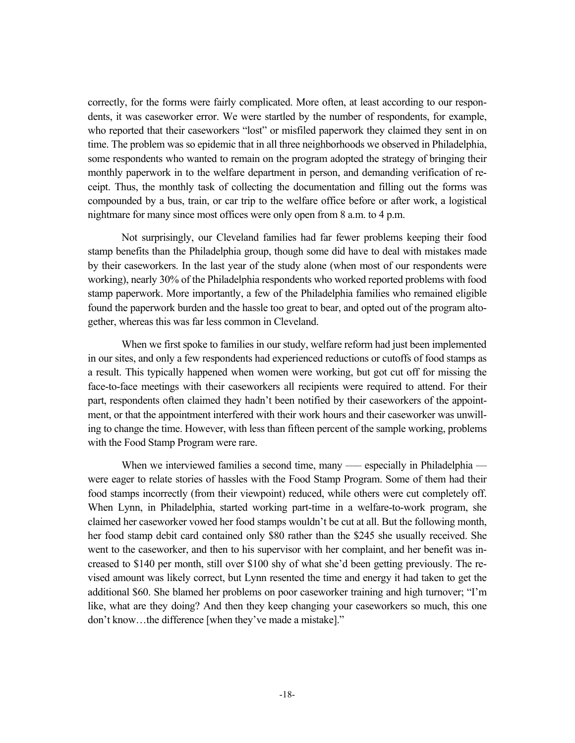correctly, for the forms were fairly complicated. More often, at least according to our respondents, it was caseworker error. We were startled by the number of respondents, for example, who reported that their caseworkers "lost" or misfiled paperwork they claimed they sent in on time. The problem was so epidemic that in all three neighborhoods we observed in Philadelphia, some respondents who wanted to remain on the program adopted the strategy of bringing their monthly paperwork in to the welfare department in person, and demanding verification of receipt. Thus, the monthly task of collecting the documentation and filling out the forms was compounded by a bus, train, or car trip to the welfare office before or after work, a logistical nightmare for many since most offices were only open from 8 a.m. to 4 p.m.

Not surprisingly, our Cleveland families had far fewer problems keeping their food stamp benefits than the Philadelphia group, though some did have to deal with mistakes made by their caseworkers. In the last year of the study alone (when most of our respondents were working), nearly 30% of the Philadelphia respondents who worked reported problems with food stamp paperwork. More importantly, a few of the Philadelphia families who remained eligible found the paperwork burden and the hassle too great to bear, and opted out of the program altogether, whereas this was far less common in Cleveland.

When we first spoke to families in our study, welfare reform had just been implemented in our sites, and only a few respondents had experienced reductions or cutoffs of food stamps as a result. This typically happened when women were working, but got cut off for missing the face-to-face meetings with their caseworkers all recipients were required to attend. For their part, respondents often claimed they hadn't been notified by their caseworkers of the appointment, or that the appointment interfered with their work hours and their caseworker was unwilling to change the time. However, with less than fifteen percent of the sample working, problems with the Food Stamp Program were rare.

When we interviewed families a second time, many — especially in Philadelphia — were eager to relate stories of hassles with the Food Stamp Program. Some of them had their food stamps incorrectly (from their viewpoint) reduced, while others were cut completely off. When Lynn, in Philadelphia, started working part-time in a welfare-to-work program, she claimed her caseworker vowed her food stamps wouldn't be cut at all. But the following month, her food stamp debit card contained only $80 rather than the $245 she usually received. She went to the caseworker, and then to his supervisor with her complaint, and her benefit was increased to $140 per month, still over $100 shy of what she'd been getting previously. The revised amount was likely correct, but Lynn resented the time and energy it had taken to get the additional $60. She blamed her problems on poor caseworker training and high turnover; "I'm like, what are they doing? And then they keep changing your caseworkers so much, this one don't know…the difference [when they've made a mistake]."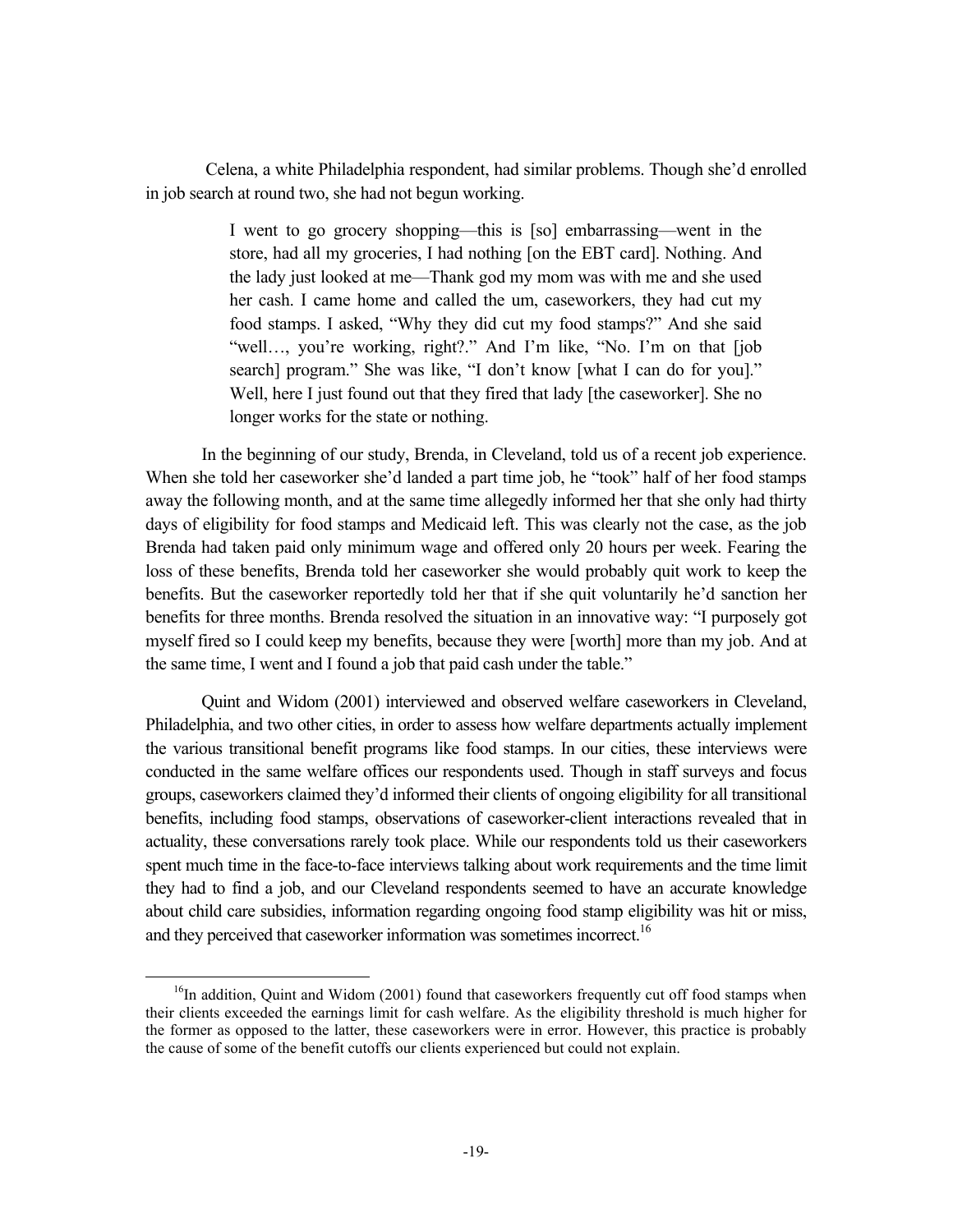Celena, a white Philadelphia respondent, had similar problems. Though she'd enrolled in job search at round two, she had not begun working.

> I went to go grocery shopping—this is [so] embarrassing—went in the store, had all my groceries, I had nothing [on the EBT card]. Nothing. And the lady just looked at me—Thank god my mom was with me and she used her cash. I came home and called the um, caseworkers, they had cut my food stamps. I asked, "Why they did cut my food stamps?" And she said "well…, you're working, right?." And I'm like, "No. I'm on that [job search] program." She was like, "I don't know [what I can do for you]." Well, here I just found out that they fired that lady [the caseworker]. She no longer works for the state or nothing.

In the beginning of our study, Brenda, in Cleveland, told us of a recent job experience. When she told her caseworker she'd landed a part time job, he "took" half of her food stamps away the following month, and at the same time allegedly informed her that she only had thirty days of eligibility for food stamps and Medicaid left. This was clearly not the case, as the job Brenda had taken paid only minimum wage and offered only 20 hours per week. Fearing the loss of these benefits, Brenda told her caseworker she would probably quit work to keep the benefits. But the caseworker reportedly told her that if she quit voluntarily he'd sanction her benefits for three months. Brenda resolved the situation in an innovative way: "I purposely got myself fired so I could keep my benefits, because they were [worth] more than my job. And at the same time, I went and I found a job that paid cash under the table."

Quint and Widom (2001) interviewed and observed welfare caseworkers in Cleveland, Philadelphia, and two other cities, in order to assess how welfare departments actually implement the various transitional benefit programs like food stamps. In our cities, these interviews were conducted in the same welfare offices our respondents used. Though in staff surveys and focus groups, caseworkers claimed they'd informed their clients of ongoing eligibility for all transitional benefits, including food stamps, observations of caseworker-client interactions revealed that in actuality, these conversations rarely took place. While our respondents told us their caseworkers spent much time in the face-to-face interviews talking about work requirements and the time limit they had to find a job, and our Cleveland respondents seemed to have an accurate knowledge about child care subsidies, information regarding ongoing food stamp eligibility was hit or miss, and they perceived that caseworker information was sometimes incorrect.[16]

[16] In addition, Quint and Widom (2001) found that caseworkers frequently cut off food stamps when their clients exceeded the earnings limit for cash welfare. As the eligibility threshold is much higher for the former as opposed to the latter, these caseworkers were in error. However, this practice is probably the cause of some of the benefit cutoffs our clients experienced but could not explain.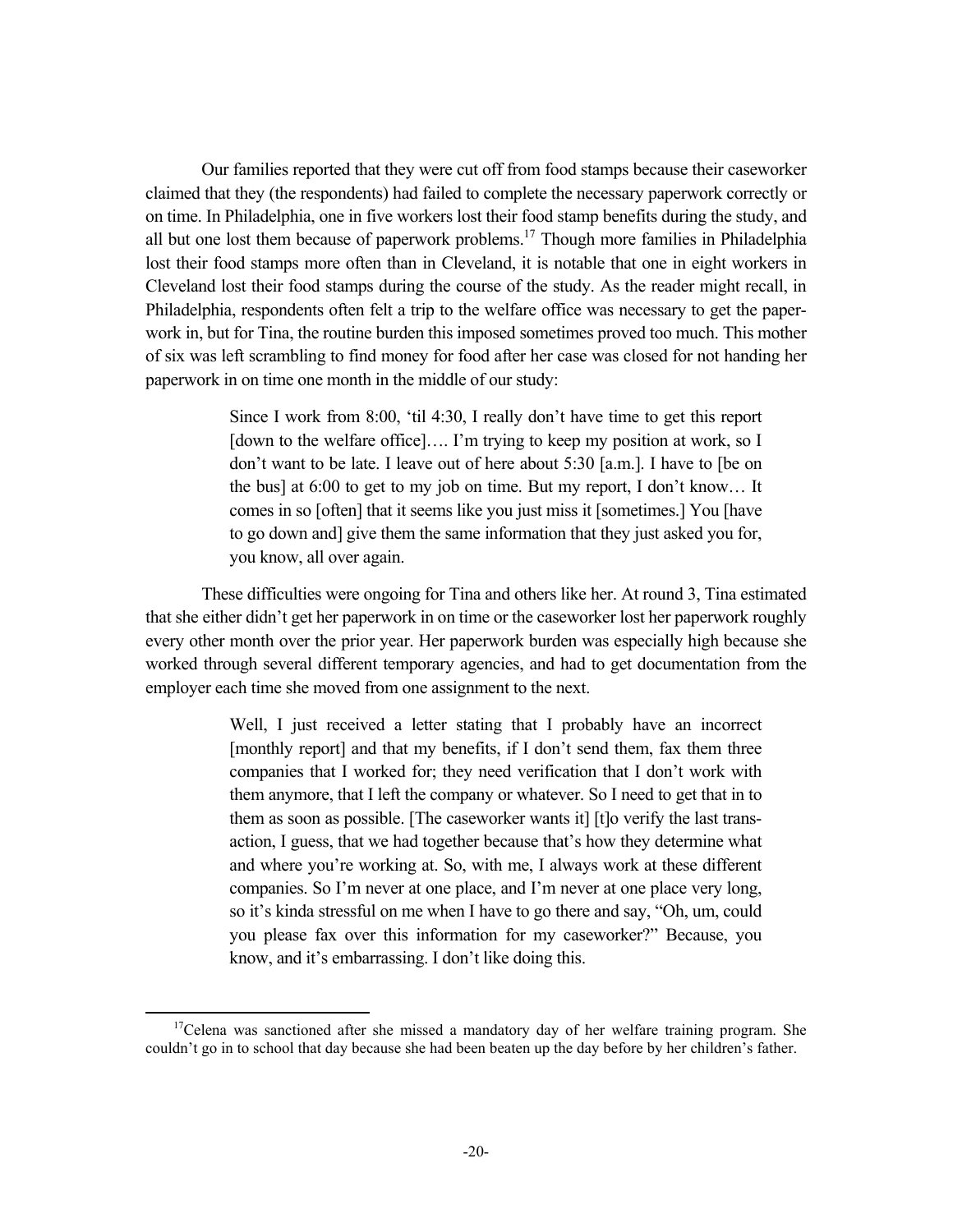Our families reported that they were cut off from food stamps because their caseworker claimed that they (the respondents) had failed to complete the necessary paperwork correctly or on time. In Philadelphia, one in five workers lost their food stamp benefits during the study, and all but one lost them because of paperwork problems.[17] Though more families in Philadelphia lost their food stamps more often than in Cleveland, it is notable that one in eight workers in Cleveland lost their food stamps during the course of the study. As the reader might recall, in Philadelphia, respondents often felt a trip to the welfare office was necessary to get the paperwork in, but for Tina, the routine burden this imposed sometimes proved too much. This mother of six was left scrambling to find money for food after her case was closed for not handing her paperwork in on time one month in the middle of our study:

> Since I work from 8:00, 'til 4:30, I really don't have time to get this report [down to the welfare office]…. I'm trying to keep my position at work, so I don't want to be late. I leave out of here about 5:30 [a.m.]. I have to [be on the bus] at 6:00 to get to my job on time. But my report, I don't know… It comes in so [often] that it seems like you just miss it [sometimes.] You [have to go down and] give them the same information that they just asked you for, you know, all over again.

These difficulties were ongoing for Tina and others like her. At round 3, Tina estimated that she either didn't get her paperwork in on time or the caseworker lost her paperwork roughly every other month over the prior year. Her paperwork burden was especially high because she worked through several different temporary agencies, and had to get documentation from the employer each time she moved from one assignment to the next.

> Well, I just received a letter stating that I probably have an incorrect [monthly report] and that my benefits, if I don't send them, fax them three companies that I worked for; they need verification that I don't work with them anymore, that I left the company or whatever. So I need to get that in to them as soon as possible. [The caseworker wants it] [t]o verify the last transaction, I guess, that we had together because that's how they determine what and where you're working at. So, with me, I always work at these different companies. So I'm never at one place, and I'm never at one place very long, so it's kinda stressful on me when I have to go there and say, "Oh, um, could you please fax over this information for my caseworker?" Because, you know, and it's embarrassing. I don't like doing this.

[17] Celena was sanctioned after she missed a mandatory day of her welfare training program. She couldn't go in to school that day because she had been beaten up the day before by her children's father.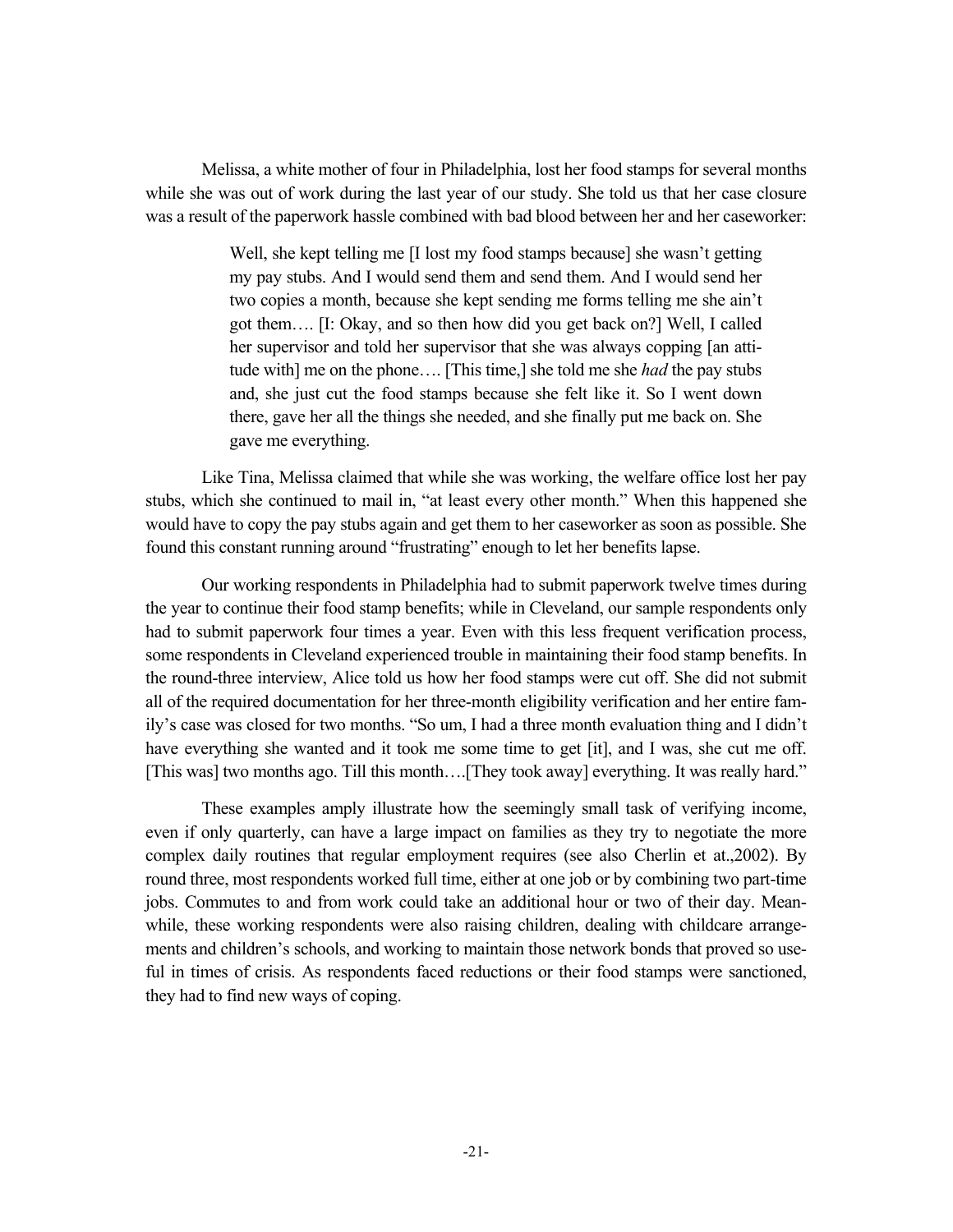Melissa, a white mother of four in Philadelphia, lost her food stamps for several months while she was out of work during the last year of our study. She told us that her case closure was a result of the paperwork hassle combined with bad blood between her and her caseworker:

> Well, she kept telling me [I lost my food stamps because] she wasn't getting my pay stubs. And I would send them and send them. And I would send her two copies a month, because she kept sending me forms telling me she ain't got them…. [I: Okay, and so then how did you get back on?] Well, I called her supervisor and told her supervisor that she was always copping [an attitude with] me on the phone…. [This time,] she told me she *had* the pay stubs and, she just cut the food stamps because she felt like it. So I went down there, gave her all the things she needed, and she finally put me back on. She gave me everything.

Like Tina, Melissa claimed that while she was working, the welfare office lost her pay stubs, which she continued to mail in, "at least every other month." When this happened she would have to copy the pay stubs again and get them to her caseworker as soon as possible. She found this constant running around "frustrating" enough to let her benefits lapse.

Our working respondents in Philadelphia had to submit paperwork twelve times during the year to continue their food stamp benefits; while in Cleveland, our sample respondents only had to submit paperwork four times a year. Even with this less frequent verification process, some respondents in Cleveland experienced trouble in maintaining their food stamp benefits. In the round-three interview, Alice told us how her food stamps were cut off. She did not submit all of the required documentation for her three-month eligibility verification and her entire family's case was closed for two months. "So um, I had a three month evaluation thing and I didn't have everything she wanted and it took me some time to get [it], and I was, she cut me off. [This was] two months ago. Till this month….[They took away] everything. It was really hard."

These examples amply illustrate how the seemingly small task of verifying income, even if only quarterly, can have a large impact on families as they try to negotiate the more complex daily routines that regular employment requires (see also Cherlin et at.,2002). By round three, most respondents worked full time, either at one job or by combining two part-time jobs. Commutes to and from work could take an additional hour or two of their day. Meanwhile, these working respondents were also raising children, dealing with childcare arrangements and children's schools, and working to maintain those network bonds that proved so useful in times of crisis. As respondents faced reductions or their food stamps were sanctioned, they had to find new ways of coping.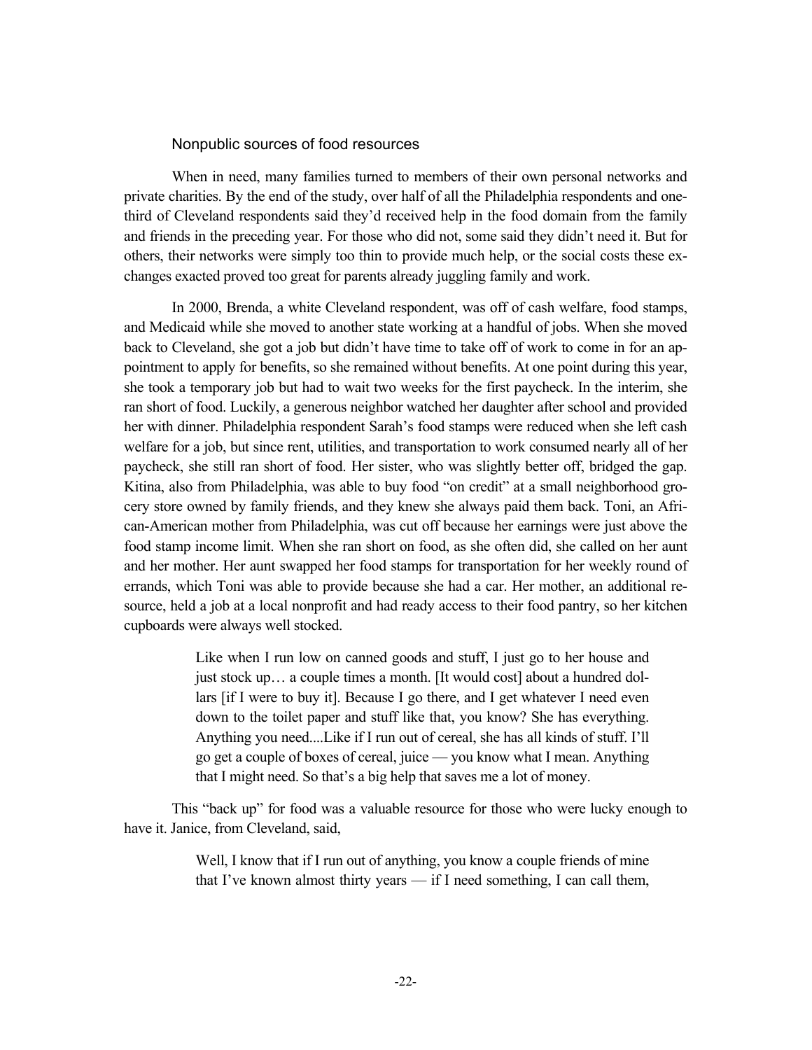### Nonpublic sources of food resources

When in need, many families turned to members of their own personal networks and private charities. By the end of the study, over half of all the Philadelphia respondents and one-third of Cleveland respondents said they'd received help in the food domain from the family and friends in the preceding year. For those who did not, some said they didn't need it. But for others, their networks were simply too thin to provide much help, or the social costs these exchanges exacted proved too great for parents already juggling family and work.

In 2000, Brenda, a white Cleveland respondent, was off of cash welfare, food stamps, and Medicaid while she moved to another state working at a handful of jobs. When she moved back to Cleveland, she got a job but didn't have time to take off of work to come in for an appointment to apply for benefits, so she remained without benefits. At one point during this year, she took a temporary job but had to wait two weeks for the first paycheck. In the interim, she ran short of food. Luckily, a generous neighbor watched her daughter after school and provided her with dinner. Philadelphia respondent Sarah's food stamps were reduced when she left cash welfare for a job, but since rent, utilities, and transportation to work consumed nearly all of her paycheck, she still ran short of food. Her sister, who was slightly better off, bridged the gap. Kitina, also from Philadelphia, was able to buy food "on credit" at a small neighborhood grocery store owned by family friends, and they knew she always paid them back. Toni, an African-American mother from Philadelphia, was cut off because her earnings were just above the food stamp income limit. When she ran short on food, as she often did, she called on her aunt and her mother. Her aunt swapped her food stamps for transportation for her weekly round of errands, which Toni was able to provide because she had a car. Her mother, an additional resource, held a job at a local nonprofit and had ready access to their food pantry, so her kitchen cupboards were always well stocked.

> Like when I run low on canned goods and stuff, I just go to her house and just stock up… a couple times a month. [It would cost] about a hundred dollars [if I were to buy it]. Because I go there, and I get whatever I need even down to the toilet paper and stuff like that, you know? She has everything. Anything you need....Like if I run out of cereal, she has all kinds of stuff. I'll go get a couple of boxes of cereal, juice — you know what I mean. Anything that I might need. So that's a big help that saves me a lot of money.

This "back up" for food was a valuable resource for those who were lucky enough to have it. Janice, from Cleveland, said,

> Well, I know that if I run out of anything, you know a couple friends of mine that I've known almost thirty years — if I need something, I can call them,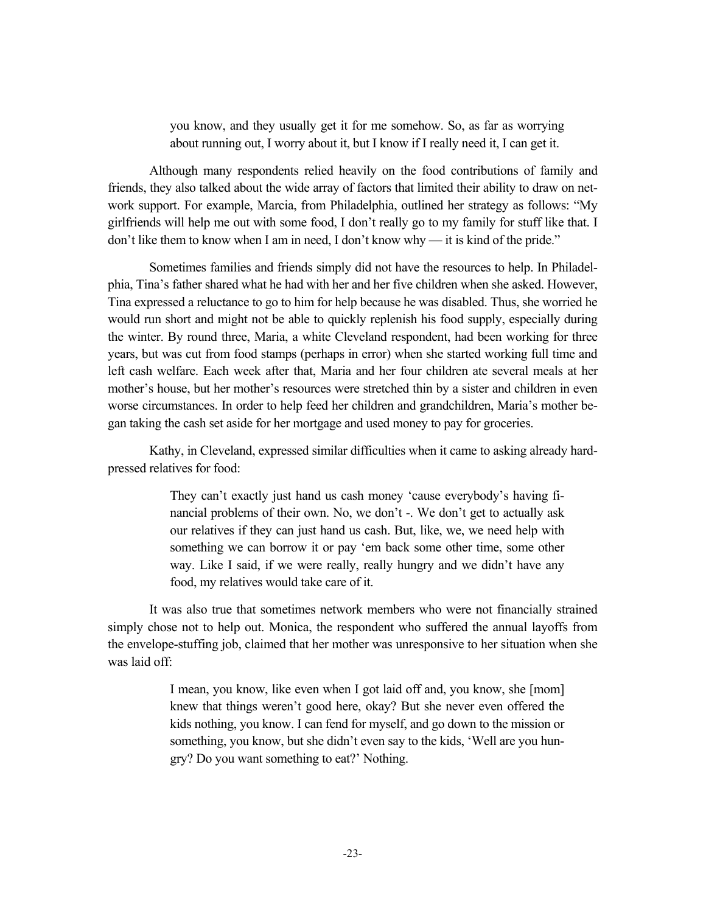> you know, and they usually get it for me somehow. So, as far as worrying about running out, I worry about it, but I know if I really need it, I can get it.

Although many respondents relied heavily on the food contributions of family and friends, they also talked about the wide array of factors that limited their ability to draw on network support. For example, Marcia, from Philadelphia, outlined her strategy as follows: "My girlfriends will help me out with some food, I don't really go to my family for stuff like that. I don't like them to know when I am in need, I don't know why — it is kind of the pride."

Sometimes families and friends simply did not have the resources to help. In Philadelphia, Tina's father shared what he had with her and her five children when she asked. However, Tina expressed a reluctance to go to him for help because he was disabled. Thus, she worried he would run short and might not be able to quickly replenish his food supply, especially during the winter. By round three, Maria, a white Cleveland respondent, had been working for three years, but was cut from food stamps (perhaps in error) when she started working full time and left cash welfare. Each week after that, Maria and her four children ate several meals at her mother's house, but her mother's resources were stretched thin by a sister and children in even worse circumstances. In order to help feed her children and grandchildren, Maria's mother began taking the cash set aside for her mortgage and used money to pay for groceries.

Kathy, in Cleveland, expressed similar difficulties when it came to asking already hard-pressed relatives for food:

> They can't exactly just hand us cash money 'cause everybody's having financial problems of their own. No, we don't -. We don't get to actually ask our relatives if they can just hand us cash. But, like, we, we need help with something we can borrow it or pay 'em back some other time, some other way. Like I said, if we were really, really hungry and we didn't have any food, my relatives would take care of it.

It was also true that sometimes network members who were not financially strained simply chose not to help out. Monica, the respondent who suffered the annual layoffs from the envelope-stuffing job, claimed that her mother was unresponsive to her situation when she was laid off:

> I mean, you know, like even when I got laid off and, you know, she [mom] knew that things weren't good here, okay? But she never even offered the kids nothing, you know. I can fend for myself, and go down to the mission or something, you know, but she didn't even say to the kids, 'Well are you hungry? Do you want something to eat?' Nothing.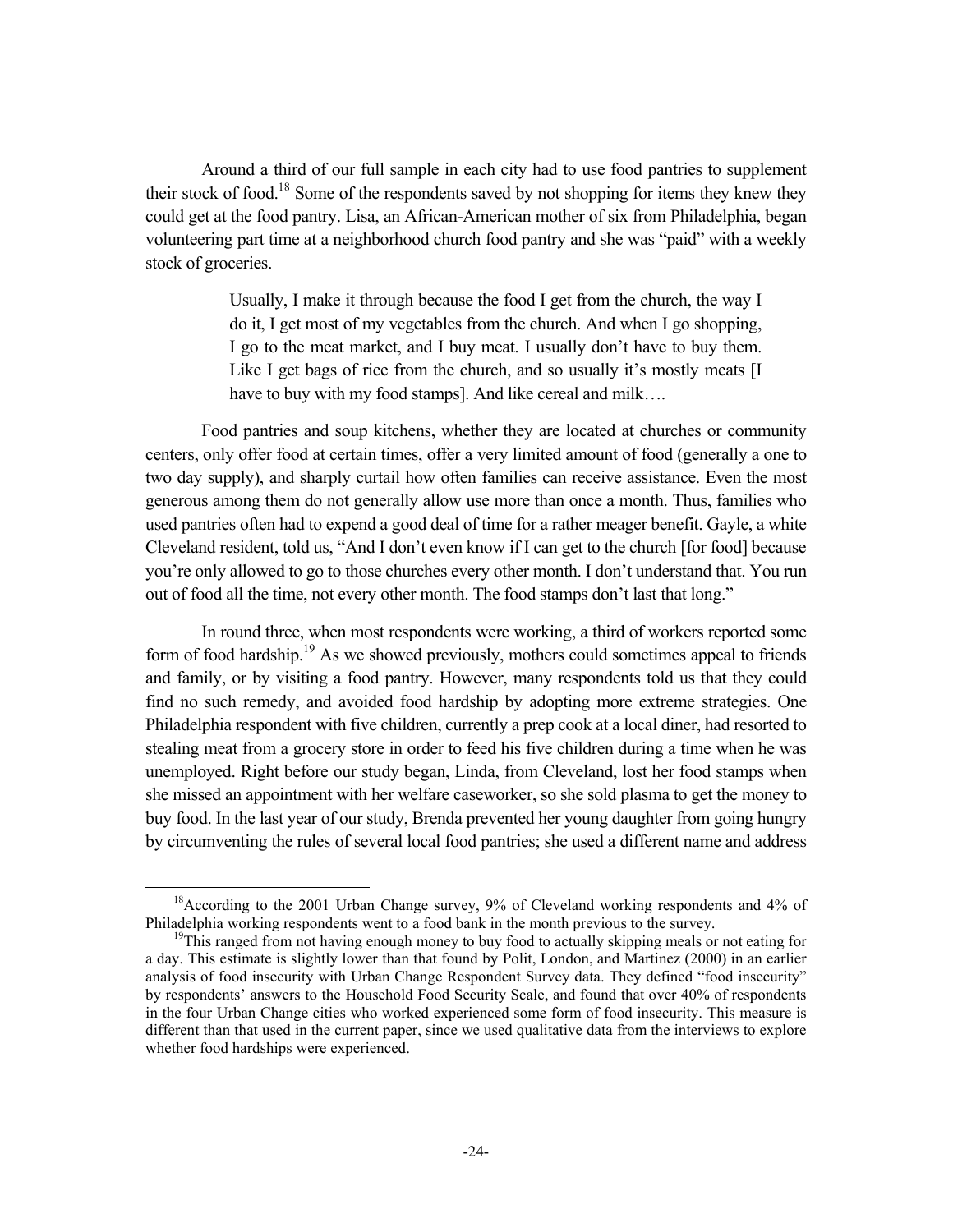Around a third of our full sample in each city had to use food pantries to supplement their stock of food.[18] Some of the respondents saved by not shopping for items they knew they could get at the food pantry. Lisa, an African-American mother of six from Philadelphia, began volunteering part time at a neighborhood church food pantry and she was "paid" with a weekly stock of groceries.

> Usually, I make it through because the food I get from the church, the way I do it, I get most of my vegetables from the church. And when I go shopping, I go to the meat market, and I buy meat. I usually don't have to buy them. Like I get bags of rice from the church, and so usually it's mostly meats [I have to buy with my food stamps]. And like cereal and milk….

Food pantries and soup kitchens, whether they are located at churches or community centers, only offer food at certain times, offer a very limited amount of food (generally a one to two day supply), and sharply curtail how often families can receive assistance. Even the most generous among them do not generally allow use more than once a month. Thus, families who used pantries often had to expend a good deal of time for a rather meager benefit. Gayle, a white Cleveland resident, told us, "And I don't even know if I can get to the church [for food] because you're only allowed to go to those churches every other month. I don't understand that. You run out of food all the time, not every other month. The food stamps don't last that long."

In round three, when most respondents were working, a third of workers reported some form of food hardship.[19] As we showed previously, mothers could sometimes appeal to friends and family, or by visiting a food pantry. However, many respondents told us that they could find no such remedy, and avoided food hardship by adopting more extreme strategies. One Philadelphia respondent with five children, currently a prep cook at a local diner, had resorted to stealing meat from a grocery store in order to feed his five children during a time when he was unemployed. Right before our study began, Linda, from Cleveland, lost her food stamps when she missed an appointment with her welfare caseworker, so she sold plasma to get the money to buy food. In the last year of our study, Brenda prevented her young daughter from going hungry by circumventing the rules of several local food pantries; she used a different name and address

---

[18] According to the 2001 Urban Change survey, 9% of Cleveland working respondents and 4% of Philadelphia working respondents went to a food bank in the month previous to the survey.

[19] This ranged from not having enough money to buy food to actually skipping meals or not eating for a day. This estimate is slightly lower than that found by Polit, London, and Martinez (2000) in an earlier analysis of food insecurity with Urban Change Respondent Survey data. They defined "food insecurity" by respondents' answers to the Household Food Security Scale, and found that over 40% of respondents in the four Urban Change cities who worked experienced some form of food insecurity. This measure is different than that used in the current paper, since we used qualitative data from the interviews to explore whether food hardships were experienced.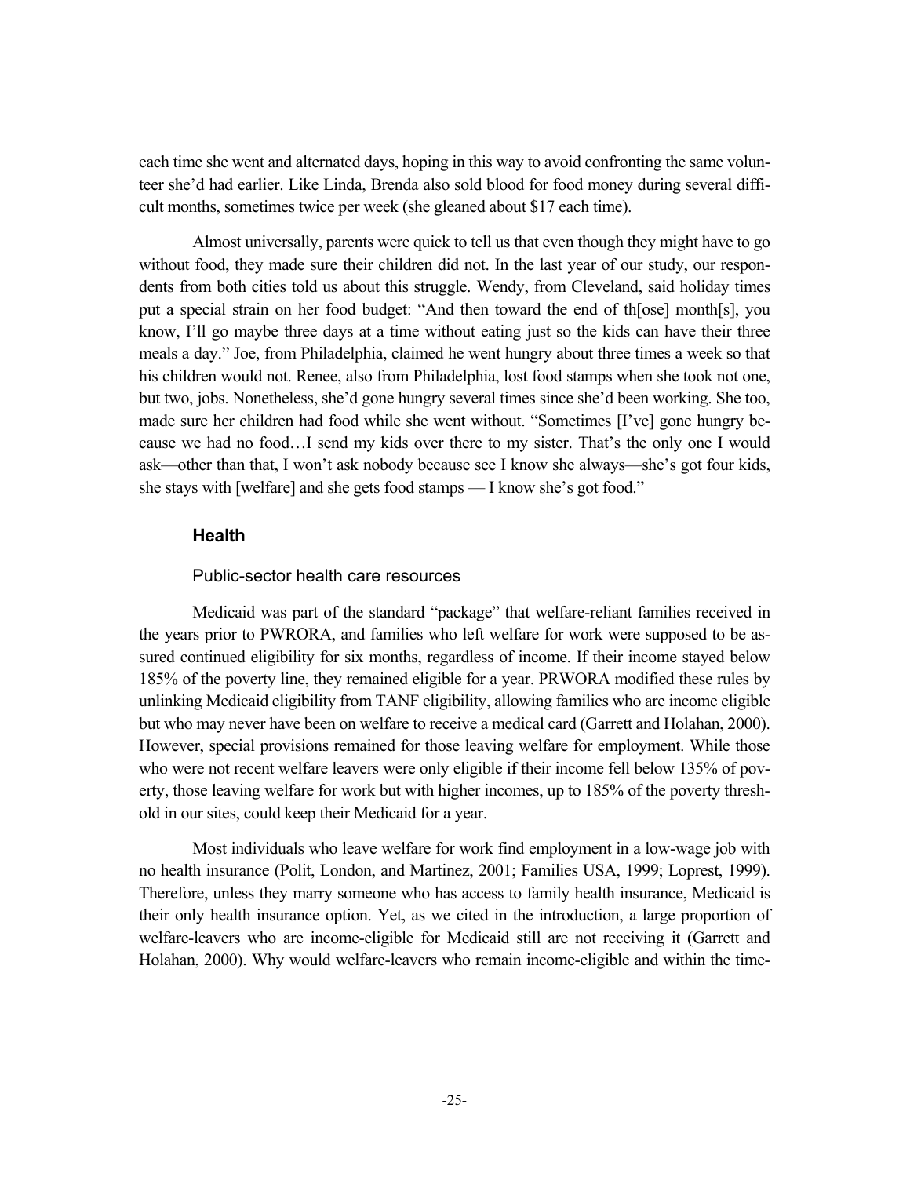each time she went and alternated days, hoping in this way to avoid confronting the same volunteer she'd had earlier. Like Linda, Brenda also sold blood for food money during several difficult months, sometimes twice per week (she gleaned about $17 each time).

Almost universally, parents were quick to tell us that even though they might have to go without food, they made sure their children did not. In the last year of our study, our respondents from both cities told us about this struggle. Wendy, from Cleveland, said holiday times put a special strain on her food budget: "And then toward the end of th[ose] month[s], you know, I'll go maybe three days at a time without eating just so the kids can have their three meals a day." Joe, from Philadelphia, claimed he went hungry about three times a week so that his children would not. Renee, also from Philadelphia, lost food stamps when she took not one, but two, jobs. Nonetheless, she'd gone hungry several times since she'd been working. She too, made sure her children had food while she went without. "Sometimes [I've] gone hungry because we had no food…I send my kids over there to my sister. That's the only one I would ask—other than that, I won't ask nobody because see I know she always—she's got four kids, she stays with [welfare] and she gets food stamps — I know she's got food."

### Health

#### Public-sector health care resources

Medicaid was part of the standard "package" that welfare-reliant families received in the years prior to PWRORA, and families who left welfare for work were supposed to be assured continued eligibility for six months, regardless of income. If their income stayed below 185% of the poverty line, they remained eligible for a year. PRWORA modified these rules by unlinking Medicaid eligibility from TANF eligibility, allowing families who are income eligible but who may never have been on welfare to receive a medical card (Garrett and Holahan, 2000). However, special provisions remained for those leaving welfare for employment. While those who were not recent welfare leavers were only eligible if their income fell below 135% of poverty, those leaving welfare for work but with higher incomes, up to 185% of the poverty threshold in our sites, could keep their Medicaid for a year.

Most individuals who leave welfare for work find employment in a low-wage job with no health insurance (Polit, London, and Martinez, 2001; Families USA, 1999; Loprest, 1999). Therefore, unless they marry someone who has access to family health insurance, Medicaid is their only health insurance option. Yet, as we cited in the introduction, a large proportion of welfare-leavers who are income-eligible for Medicaid still are not receiving it (Garrett and Holahan, 2000). Why would welfare-leavers who remain income-eligible and within the time-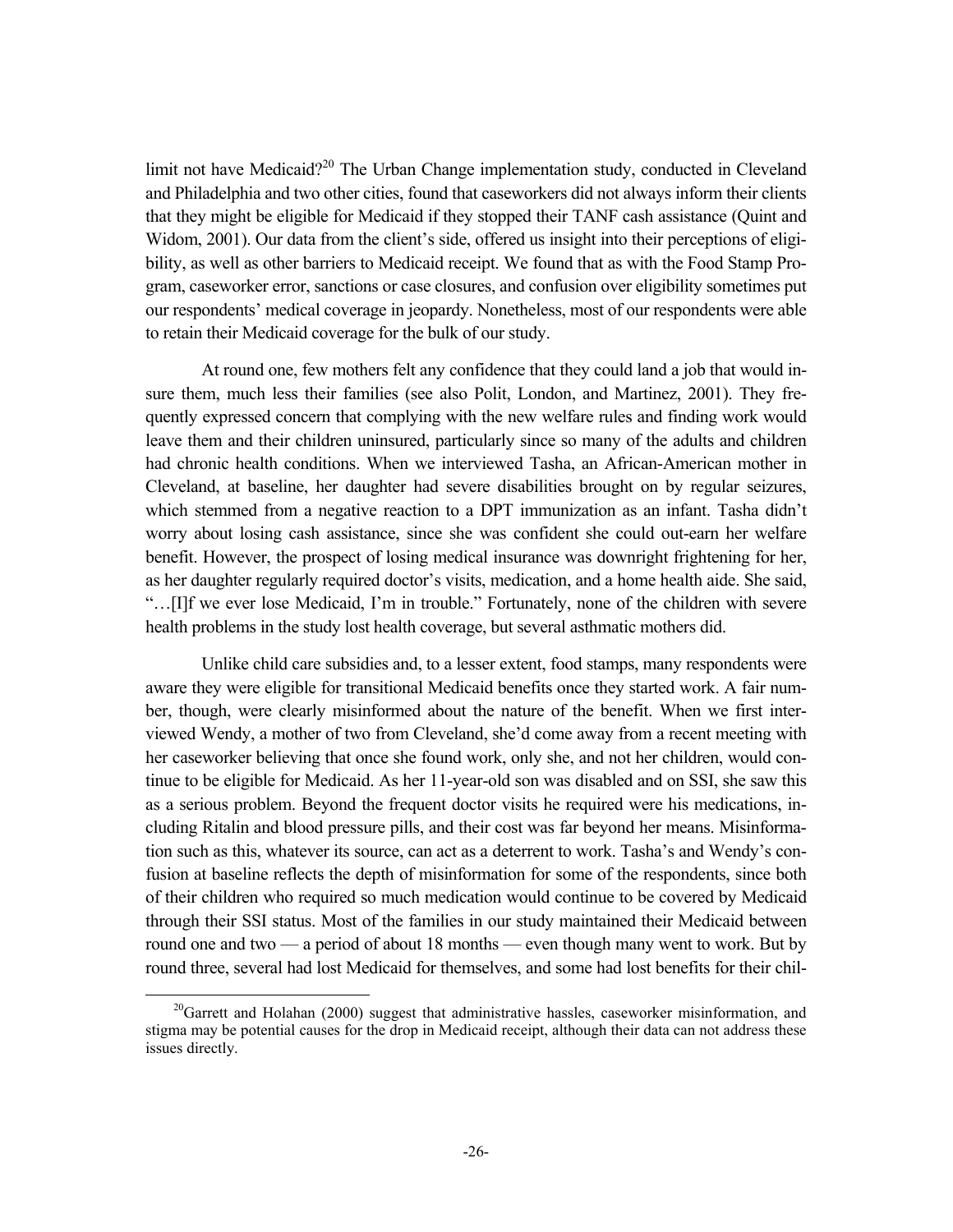limit not have Medicaid?[20] The Urban Change implementation study, conducted in Cleveland and Philadelphia and two other cities, found that caseworkers did not always inform their clients that they might be eligible for Medicaid if they stopped their TANF cash assistance (Quint and Widom, 2001). Our data from the client's side, offered us insight into their perceptions of eligibility, as well as other barriers to Medicaid receipt. We found that as with the Food Stamp Program, caseworker error, sanctions or case closures, and confusion over eligibility sometimes put our respondents' medical coverage in jeopardy. Nonetheless, most of our respondents were able to retain their Medicaid coverage for the bulk of our study.

At round one, few mothers felt any confidence that they could land a job that would insure them, much less their families (see also Polit, London, and Martinez, 2001). They frequently expressed concern that complying with the new welfare rules and finding work would leave them and their children uninsured, particularly since so many of the adults and children had chronic health conditions. When we interviewed Tasha, an African-American mother in Cleveland, at baseline, her daughter had severe disabilities brought on by regular seizures, which stemmed from a negative reaction to a DPT immunization as an infant. Tasha didn't worry about losing cash assistance, since she was confident she could out-earn her welfare benefit. However, the prospect of losing medical insurance was downright frightening for her, as her daughter regularly required doctor's visits, medication, and a home health aide. She said, "…[I]f we ever lose Medicaid, I'm in trouble." Fortunately, none of the children with severe health problems in the study lost health coverage, but several asthmatic mothers did.

Unlike child care subsidies and, to a lesser extent, food stamps, many respondents were aware they were eligible for transitional Medicaid benefits once they started work. A fair number, though, were clearly misinformed about the nature of the benefit. When we first interviewed Wendy, a mother of two from Cleveland, she'd come away from a recent meeting with her caseworker believing that once she found work, only she, and not her children, would continue to be eligible for Medicaid. As her 11-year-old son was disabled and on SSI, she saw this as a serious problem. Beyond the frequent doctor visits he required were his medications, including Ritalin and blood pressure pills, and their cost was far beyond her means. Misinformation such as this, whatever its source, can act as a deterrent to work. Tasha's and Wendy's confusion at baseline reflects the depth of misinformation for some of the respondents, since both of their children who required so much medication would continue to be covered by Medicaid through their SSI status. Most of the families in our study maintained their Medicaid between round one and two — a period of about 18 months — even though many went to work. But by round three, several had lost Medicaid for themselves, and some had lost benefits for their chil-

[20]Garrett and Holahan (2000) suggest that administrative hassles, caseworker misinformation, and stigma may be potential causes for the drop in Medicaid receipt, although their data can not address these issues directly.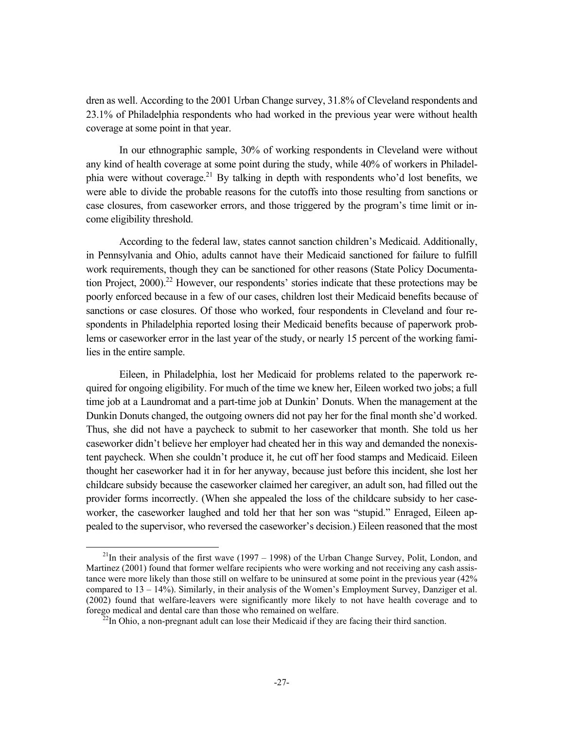dren as well. According to the 2001 Urban Change survey, 31.8% of Cleveland respondents and 23.1% of Philadelphia respondents who had worked in the previous year were without health coverage at some point in that year.

In our ethnographic sample, 30% of working respondents in Cleveland were without any kind of health coverage at some point during the study, while 40% of workers in Philadelphia were without coverage.[21] By talking in depth with respondents who'd lost benefits, we were able to divide the probable reasons for the cutoffs into those resulting from sanctions or case closures, from caseworker errors, and those triggered by the program's time limit or income eligibility threshold.

According to the federal law, states cannot sanction children's Medicaid. Additionally, in Pennsylvania and Ohio, adults cannot have their Medicaid sanctioned for failure to fulfill work requirements, though they can be sanctioned for other reasons (State Policy Documentation Project, 2000).[22] However, our respondents' stories indicate that these protections may be poorly enforced because in a few of our cases, children lost their Medicaid benefits because of sanctions or case closures. Of those who worked, four respondents in Cleveland and four respondents in Philadelphia reported losing their Medicaid benefits because of paperwork problems or caseworker error in the last year of the study, or nearly 15 percent of the working families in the entire sample.

Eileen, in Philadelphia, lost her Medicaid for problems related to the paperwork required for ongoing eligibility. For much of the time we knew her, Eileen worked two jobs; a full time job at a Laundromat and a part-time job at Dunkin' Donuts. When the management at the Dunkin Donuts changed, the outgoing owners did not pay her for the final month she'd worked. Thus, she did not have a paycheck to submit to her caseworker that month. She told us her caseworker didn't believe her employer had cheated her in this way and demanded the nonexistent paycheck. When she couldn't produce it, he cut off her food stamps and Medicaid. Eileen thought her caseworker had it in for her anyway, because just before this incident, she lost her childcare subsidy because the caseworker claimed her caregiver, an adult son, had filled out the provider forms incorrectly. (When she appealed the loss of the childcare subsidy to her caseworker, the caseworker laughed and told her that her son was "stupid." Enraged, Eileen appealed to the supervisor, who reversed the caseworker's decision.) Eileen reasoned that the most

---

[21] In their analysis of the first wave (1997 – 1998) of the Urban Change Survey, Polit, London, and Martinez (2001) found that former welfare recipients who were working and not receiving any cash assistance were more likely than those still on welfare to be uninsured at some point in the previous year (42% compared to 13 – 14%). Similarly, in their analysis of the Women's Employment Survey, Danziger et al. (2002) found that welfare-leavers were significantly more likely to not have health coverage and to forego medical and dental care than those who remained on welfare.

[22] In Ohio, a non-pregnant adult can lose their Medicaid if they are facing their third sanction.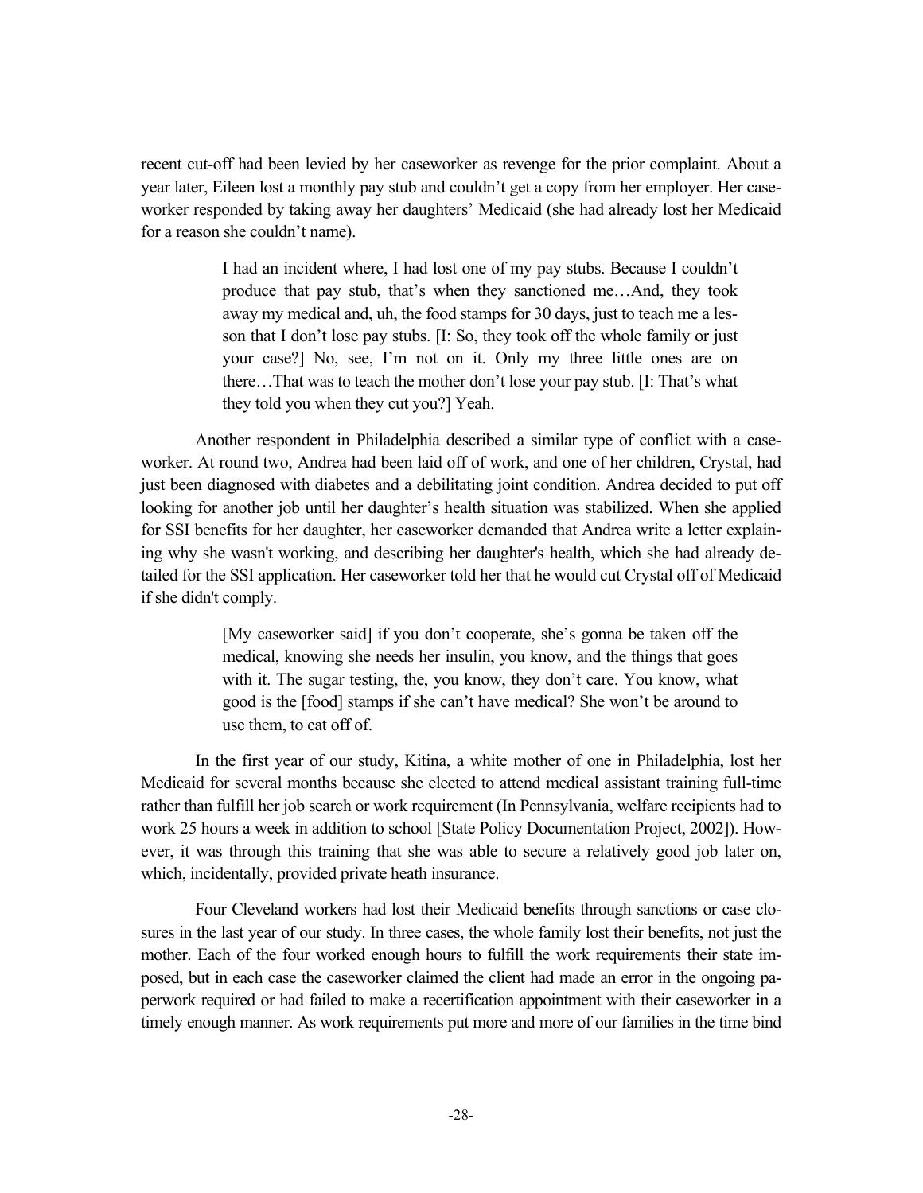recent cut-off had been levied by her caseworker as revenge for the prior complaint. About a year later, Eileen lost a monthly pay stub and couldn't get a copy from her employer. Her caseworker responded by taking away her daughters' Medicaid (she had already lost her Medicaid for a reason she couldn't name).

> I had an incident where, I had lost one of my pay stubs. Because I couldn't produce that pay stub, that's when they sanctioned me…And, they took away my medical and, uh, the food stamps for 30 days, just to teach me a lesson that I don't lose pay stubs. [I: So, they took off the whole family or just your case?] No, see, I'm not on it. Only my three little ones are on there…That was to teach the mother don't lose your pay stub. [I: That's what they told you when they cut you?] Yeah.

Another respondent in Philadelphia described a similar type of conflict with a caseworker. At round two, Andrea had been laid off of work, and one of her children, Crystal, had just been diagnosed with diabetes and a debilitating joint condition. Andrea decided to put off looking for another job until her daughter's health situation was stabilized. When she applied for SSI benefits for her daughter, her caseworker demanded that Andrea write a letter explaining why she wasn't working, and describing her daughter's health, which she had already detailed for the SSI application. Her caseworker told her that he would cut Crystal off of Medicaid if she didn't comply.

> [My caseworker said] if you don't cooperate, she's gonna be taken off the medical, knowing she needs her insulin, you know, and the things that goes with it. The sugar testing, the, you know, they don't care. You know, what good is the [food] stamps if she can't have medical? She won't be around to use them, to eat off of.

In the first year of our study, Kitina, a white mother of one in Philadelphia, lost her Medicaid for several months because she elected to attend medical assistant training full-time rather than fulfill her job search or work requirement (In Pennsylvania, welfare recipients had to work 25 hours a week in addition to school [State Policy Documentation Project, 2002]). However, it was through this training that she was able to secure a relatively good job later on, which, incidentally, provided private heath insurance.

Four Cleveland workers had lost their Medicaid benefits through sanctions or case closures in the last year of our study. In three cases, the whole family lost their benefits, not just the mother. Each of the four worked enough hours to fulfill the work requirements their state imposed, but in each case the caseworker claimed the client had made an error in the ongoing paperwork required or had failed to make a recertification appointment with their caseworker in a timely enough manner. As work requirements put more and more of our families in the time bind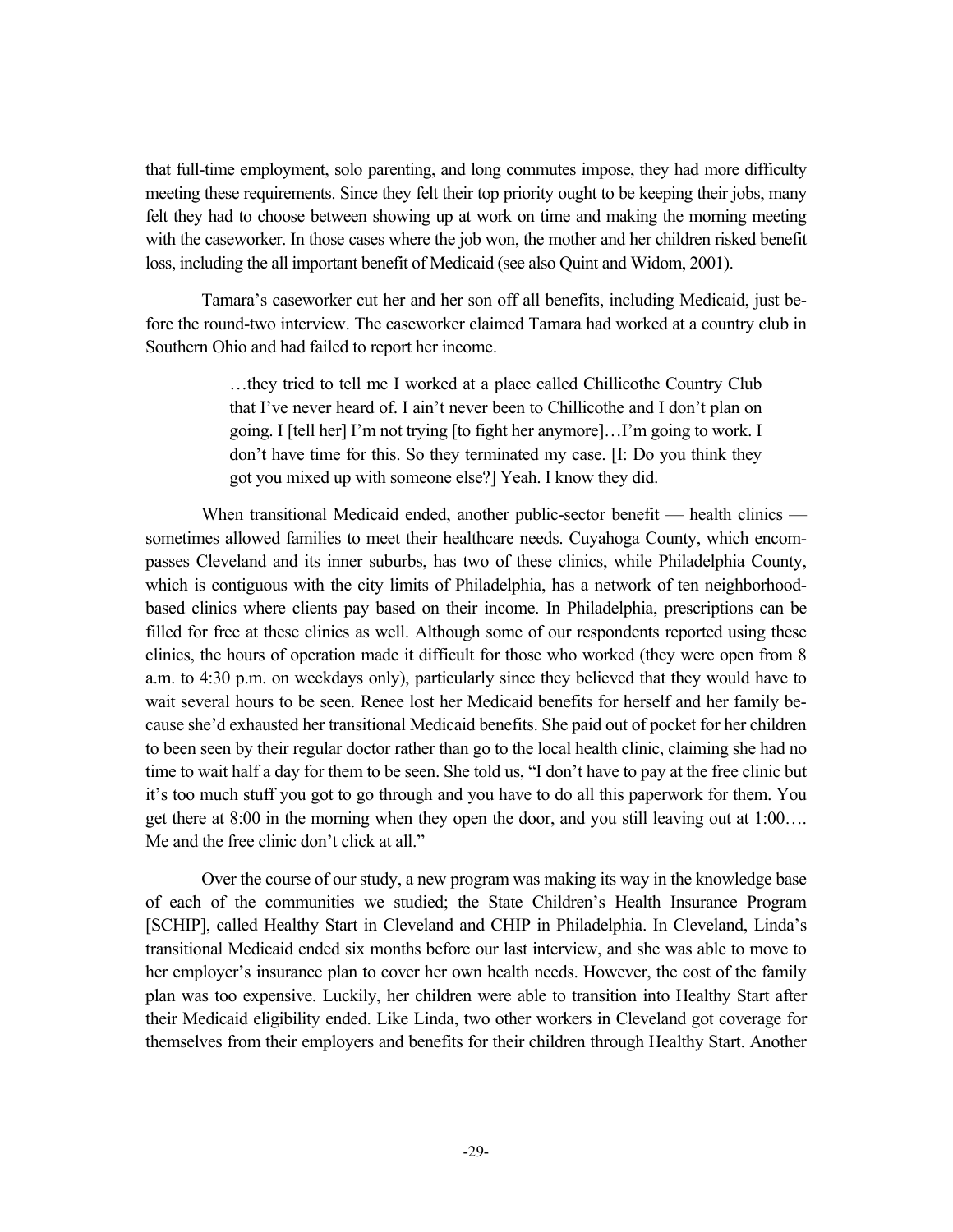that full-time employment, solo parenting, and long commutes impose, they had more difficulty meeting these requirements. Since they felt their top priority ought to be keeping their jobs, many felt they had to choose between showing up at work on time and making the morning meeting with the caseworker. In those cases where the job won, the mother and her children risked benefit loss, including the all important benefit of Medicaid (see also Quint and Widom, 2001).

Tamara's caseworker cut her and her son off all benefits, including Medicaid, just before the round-two interview. The caseworker claimed Tamara had worked at a country club in Southern Ohio and had failed to report her income.

> …they tried to tell me I worked at a place called Chillicothe Country Club that I've never heard of. I ain't never been to Chillicothe and I don't plan on going. I [tell her] I'm not trying [to fight her anymore]…I'm going to work. I don't have time for this. So they terminated my case. [I: Do you think they got you mixed up with someone else?] Yeah. I know they did.

When transitional Medicaid ended, another public-sector benefit — health clinics — sometimes allowed families to meet their healthcare needs. Cuyahoga County, which encompasses Cleveland and its inner suburbs, has two of these clinics, while Philadelphia County, which is contiguous with the city limits of Philadelphia, has a network of ten neighborhood-based clinics where clients pay based on their income. In Philadelphia, prescriptions can be filled for free at these clinics as well. Although some of our respondents reported using these clinics, the hours of operation made it difficult for those who worked (they were open from 8 a.m. to 4:30 p.m. on weekdays only), particularly since they believed that they would have to wait several hours to be seen. Renee lost her Medicaid benefits for herself and her family because she'd exhausted her transitional Medicaid benefits. She paid out of pocket for her children to been seen by their regular doctor rather than go to the local health clinic, claiming she had no time to wait half a day for them to be seen. She told us, "I don't have to pay at the free clinic but it's too much stuff you got to go through and you have to do all this paperwork for them. You get there at 8:00 in the morning when they open the door, and you still leaving out at 1:00…. Me and the free clinic don't click at all."

Over the course of our study, a new program was making its way in the knowledge base of each of the communities we studied; the State Children's Health Insurance Program [SCHIP], called Healthy Start in Cleveland and CHIP in Philadelphia. In Cleveland, Linda's transitional Medicaid ended six months before our last interview, and she was able to move to her employer's insurance plan to cover her own health needs. However, the cost of the family plan was too expensive. Luckily, her children were able to transition into Healthy Start after their Medicaid eligibility ended. Like Linda, two other workers in Cleveland got coverage for themselves from their employers and benefits for their children through Healthy Start. Another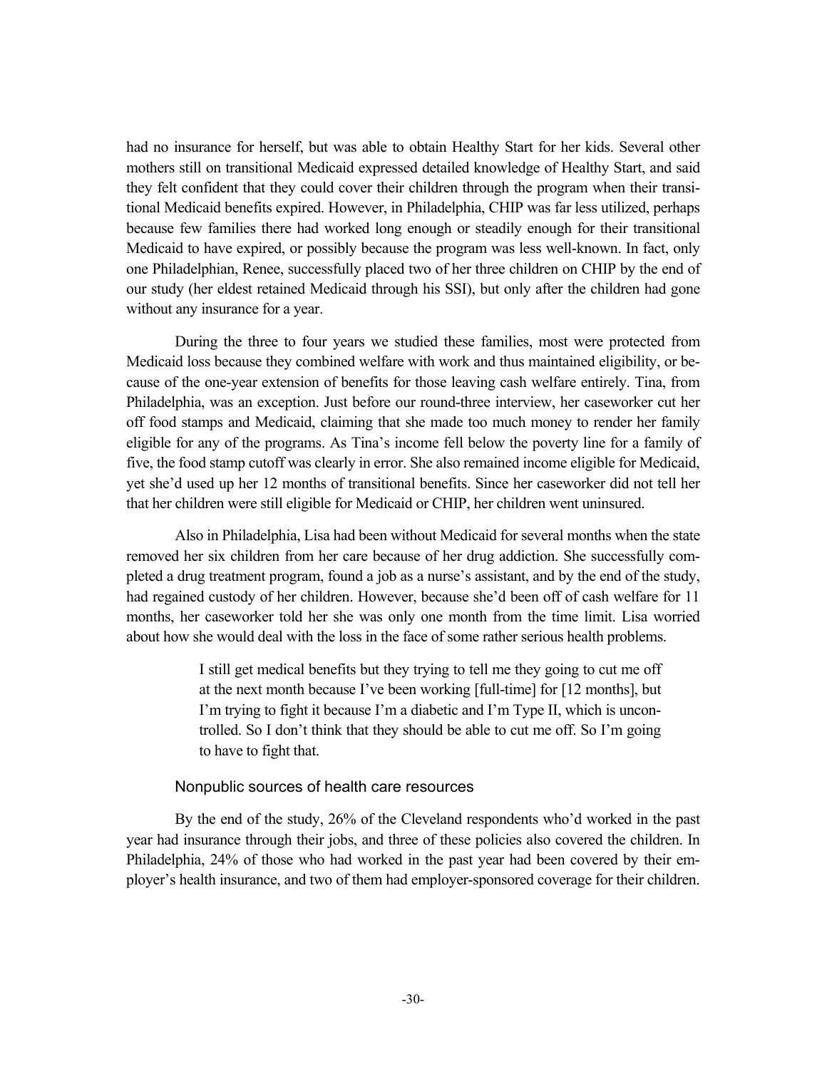had no insurance for herself, but was able to obtain Healthy Start for her kids. Several other mothers still on transitional Medicaid expressed detailed knowledge of Healthy Start, and said they felt confident that they could cover their children through the program when their transitional Medicaid benefits expired. However, in Philadelphia, CHIP was far less utilized, perhaps because few families there had worked long enough or steadily enough for their transitional Medicaid to have expired, or possibly because the program was less well-known. In fact, only one Philadelphian, Renee, successfully placed two of her three children on CHIP by the end of our study (her eldest retained Medicaid through his SSI), but only after the children had gone without any insurance for a year.

During the three to four years we studied these families, most were protected from Medicaid loss because they combined welfare with work and thus maintained eligibility, or because of the one-year extension of benefits for those leaving cash welfare entirely. Tina, from Philadelphia, was an exception. Just before our round-three interview, her caseworker cut her off food stamps and Medicaid, claiming that she made too much money to render her family eligible for any of the programs. As Tina's income fell below the poverty line for a family of five, the food stamp cutoff was clearly in error. She also remained income eligible for Medicaid, yet she'd used up her 12 months of transitional benefits. Since her caseworker did not tell her that her children were still eligible for Medicaid or CHIP, her children went uninsured.

Also in Philadelphia, Lisa had been without Medicaid for several months when the state removed her six children from her care because of her drug addiction. She successfully completed a drug treatment program, found a job as a nurse's assistant, and by the end of the study, had regained custody of her children. However, because she'd been off of cash welfare for 11 months, her caseworker told her she was only one month from the time limit. Lisa worried about how she would deal with the loss in the face of some rather serious health problems.

> I still get medical benefits but they trying to tell me they going to cut me off at the next month because I've been working [full-time] for [12 months], but I'm trying to fight it because I'm a diabetic and I'm Type II, which is uncontrolled. So I don't think that they should be able to cut me off. So I'm going to have to fight that.

### Nonpublic sources of health care resources

By the end of the study, 26% of the Cleveland respondents who'd worked in the past year had insurance through their jobs, and three of these policies also covered the children. In Philadelphia, 24% of those who had worked in the past year had been covered by their employer's health insurance, and two of them had employer-sponsored coverage for their children.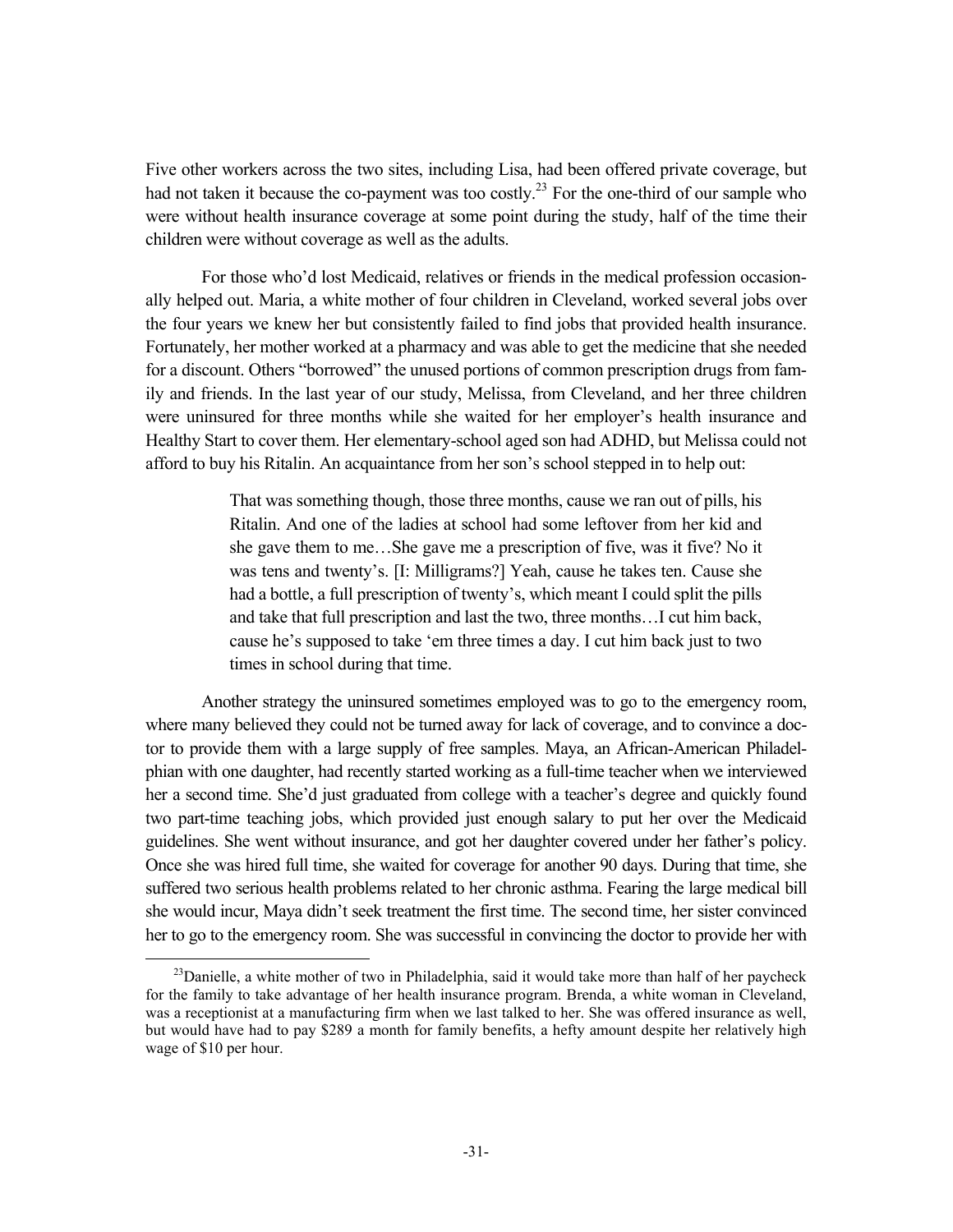Five other workers across the two sites, including Lisa, had been offered private coverage, but had not taken it because the co-payment was too costly.[23] For the one-third of our sample who were without health insurance coverage at some point during the study, half of the time their children were without coverage as well as the adults.

For those who'd lost Medicaid, relatives or friends in the medical profession occasionally helped out. Maria, a white mother of four children in Cleveland, worked several jobs over the four years we knew her but consistently failed to find jobs that provided health insurance. Fortunately, her mother worked at a pharmacy and was able to get the medicine that she needed for a discount. Others "borrowed" the unused portions of common prescription drugs from family and friends. In the last year of our study, Melissa, from Cleveland, and her three children were uninsured for three months while she waited for her employer's health insurance and Healthy Start to cover them. Her elementary-school aged son had ADHD, but Melissa could not afford to buy his Ritalin. An acquaintance from her son's school stepped in to help out:

> That was something though, those three months, cause we ran out of pills, his Ritalin. And one of the ladies at school had some leftover from her kid and she gave them to me…She gave me a prescription of five, was it five? No it was tens and twenty's. [I: Milligrams?] Yeah, cause he takes ten. Cause she had a bottle, a full prescription of twenty's, which meant I could split the pills and take that full prescription and last the two, three months…I cut him back, cause he's supposed to take 'em three times a day. I cut him back just to two times in school during that time.

Another strategy the uninsured sometimes employed was to go to the emergency room, where many believed they could not be turned away for lack of coverage, and to convince a doctor to provide them with a large supply of free samples. Maya, an African-American Philadelphian with one daughter, had recently started working as a full-time teacher when we interviewed her a second time. She'd just graduated from college with a teacher's degree and quickly found two part-time teaching jobs, which provided just enough salary to put her over the Medicaid guidelines. She went without insurance, and got her daughter covered under her father's policy. Once she was hired full time, she waited for coverage for another 90 days. During that time, she suffered two serious health problems related to her chronic asthma. Fearing the large medical bill she would incur, Maya didn't seek treatment the first time. The second time, her sister convinced her to go to the emergency room. She was successful in convincing the doctor to provide her with

---

[23] Danielle, a white mother of two in Philadelphia, said it would take more than half of her paycheck for the family to take advantage of her health insurance program. Brenda, a white woman in Cleveland, was a receptionist at a manufacturing firm when we last talked to her. She was offered insurance as well, but would have had to pay $289 a month for family benefits, a hefty amount despite her relatively high wage of $10 per hour.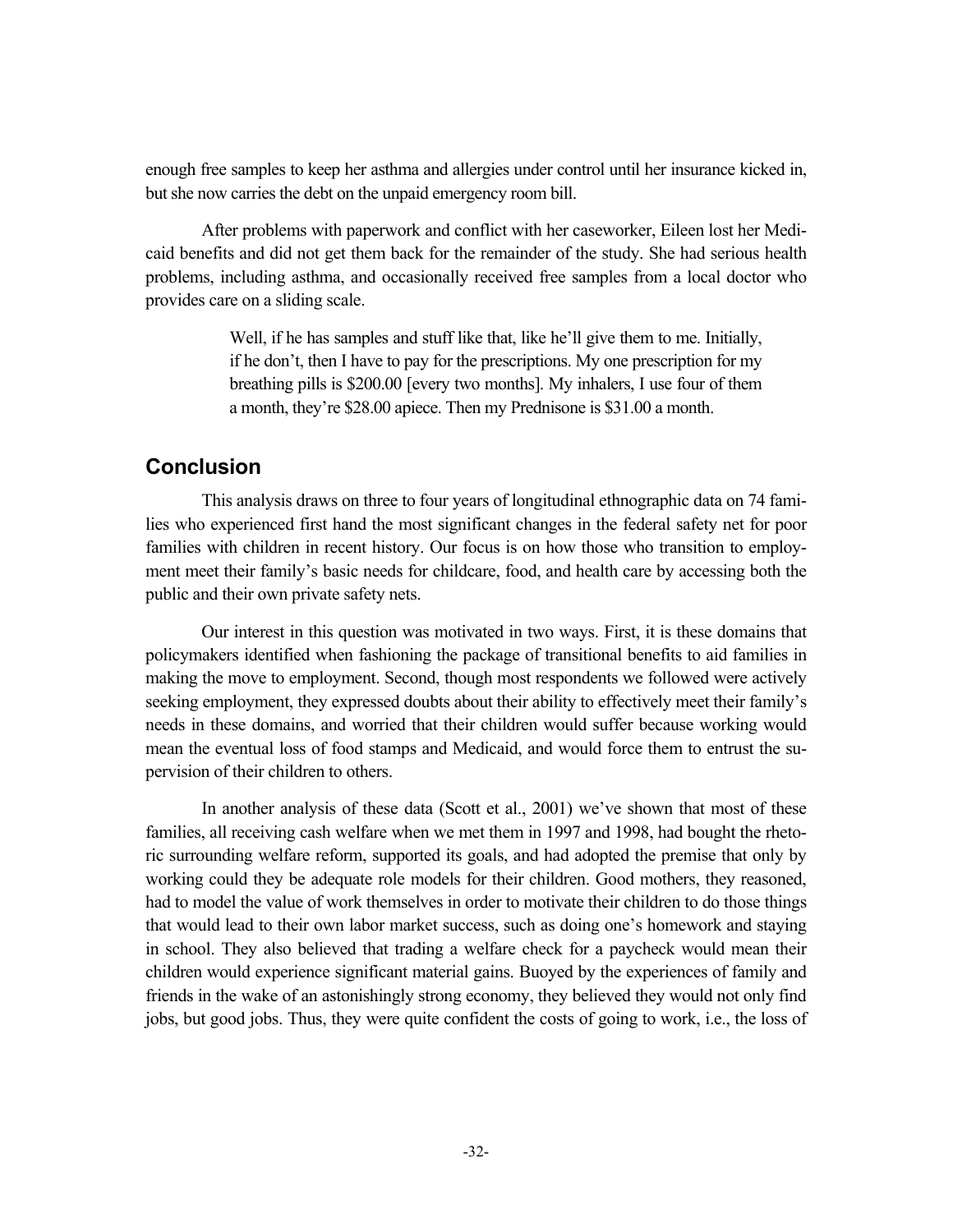enough free samples to keep her asthma and allergies under control until her insurance kicked in, but she now carries the debt on the unpaid emergency room bill.

After problems with paperwork and conflict with her caseworker, Eileen lost her Medicaid benefits and did not get them back for the remainder of the study. She had serious health problems, including asthma, and occasionally received free samples from a local doctor who provides care on a sliding scale.

> Well, if he has samples and stuff like that, like he'll give them to me. Initially, if he don't, then I have to pay for the prescriptions. My one prescription for my breathing pills is $200.00 [every two months]. My inhalers, I use four of them a month, they're $28.00 apiece. Then my Prednisone is $31.00 a month.

## Conclusion

This analysis draws on three to four years of longitudinal ethnographic data on 74 families who experienced first hand the most significant changes in the federal safety net for poor families with children in recent history. Our focus is on how those who transition to employment meet their family's basic needs for childcare, food, and health care by accessing both the public and their own private safety nets.

Our interest in this question was motivated in two ways. First, it is these domains that policymakers identified when fashioning the package of transitional benefits to aid families in making the move to employment. Second, though most respondents we followed were actively seeking employment, they expressed doubts about their ability to effectively meet their family's needs in these domains, and worried that their children would suffer because working would mean the eventual loss of food stamps and Medicaid, and would force them to entrust the supervision of their children to others.

In another analysis of these data (Scott et al., 2001) we've shown that most of these families, all receiving cash welfare when we met them in 1997 and 1998, had bought the rhetoric surrounding welfare reform, supported its goals, and had adopted the premise that only by working could they be adequate role models for their children. Good mothers, they reasoned, had to model the value of work themselves in order to motivate their children to do those things that would lead to their own labor market success, such as doing one's homework and staying in school. They also believed that trading a welfare check for a paycheck would mean their children would experience significant material gains. Buoyed by the experiences of family and friends in the wake of an astonishingly strong economy, they believed they would not only find jobs, but good jobs. Thus, they were quite confident the costs of going to work, i.e., the loss of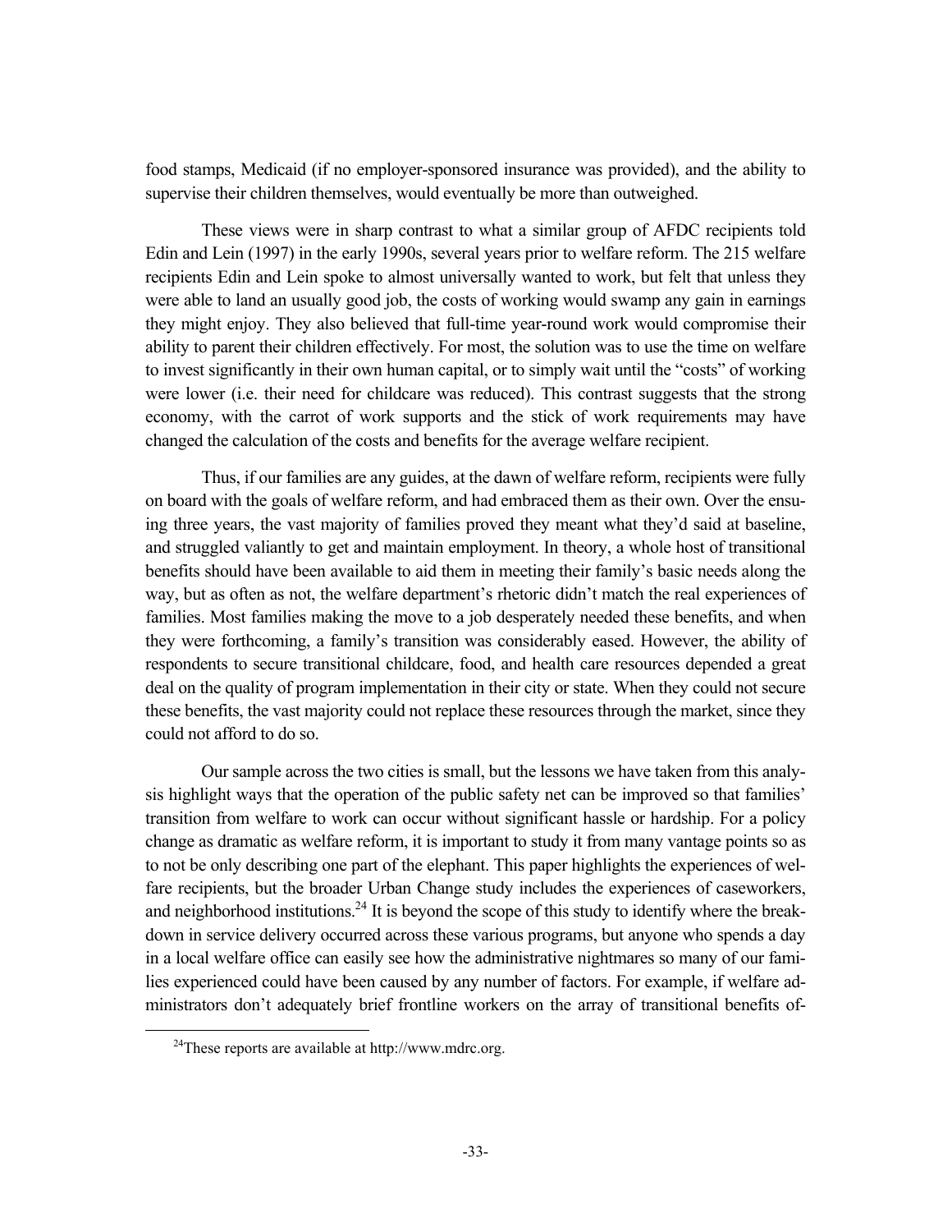food stamps, Medicaid (if no employer-sponsored insurance was provided), and the ability to supervise their children themselves, would eventually be more than outweighed.

These views were in sharp contrast to what a similar group of AFDC recipients told Edin and Lein (1997) in the early 1990s, several years prior to welfare reform. The 215 welfare recipients Edin and Lein spoke to almost universally wanted to work, but felt that unless they were able to land an usually good job, the costs of working would swamp any gain in earnings they might enjoy. They also believed that full-time year-round work would compromise their ability to parent their children effectively. For most, the solution was to use the time on welfare to invest significantly in their own human capital, or to simply wait until the "costs" of working were lower (i.e. their need for childcare was reduced). This contrast suggests that the strong economy, with the carrot of work supports and the stick of work requirements may have changed the calculation of the costs and benefits for the average welfare recipient.

Thus, if our families are any guides, at the dawn of welfare reform, recipients were fully on board with the goals of welfare reform, and had embraced them as their own. Over the ensuing three years, the vast majority of families proved they meant what they'd said at baseline, and struggled valiantly to get and maintain employment. In theory, a whole host of transitional benefits should have been available to aid them in meeting their family's basic needs along the way, but as often as not, the welfare department's rhetoric didn't match the real experiences of families. Most families making the move to a job desperately needed these benefits, and when they were forthcoming, a family's transition was considerably eased. However, the ability of respondents to secure transitional childcare, food, and health care resources depended a great deal on the quality of program implementation in their city or state. When they could not secure these benefits, the vast majority could not replace these resources through the market, since they could not afford to do so.

Our sample across the two cities is small, but the lessons we have taken from this analysis highlight ways that the operation of the public safety net can be improved so that families' transition from welfare to work can occur without significant hassle or hardship. For a policy change as dramatic as welfare reform, it is important to study it from many vantage points so as to not be only describing one part of the elephant. This paper highlights the experiences of welfare recipients, but the broader Urban Change study includes the experiences of caseworkers, and neighborhood institutions.[24] It is beyond the scope of this study to identify where the breakdown in service delivery occurred across these various programs, but anyone who spends a day in a local welfare office can easily see how the administrative nightmares so many of our families experienced could have been caused by any number of factors. For example, if welfare administrators don't adequately brief frontline workers on the array of transitional benefits of-

[24] These reports are available at http://www.mdrc.org.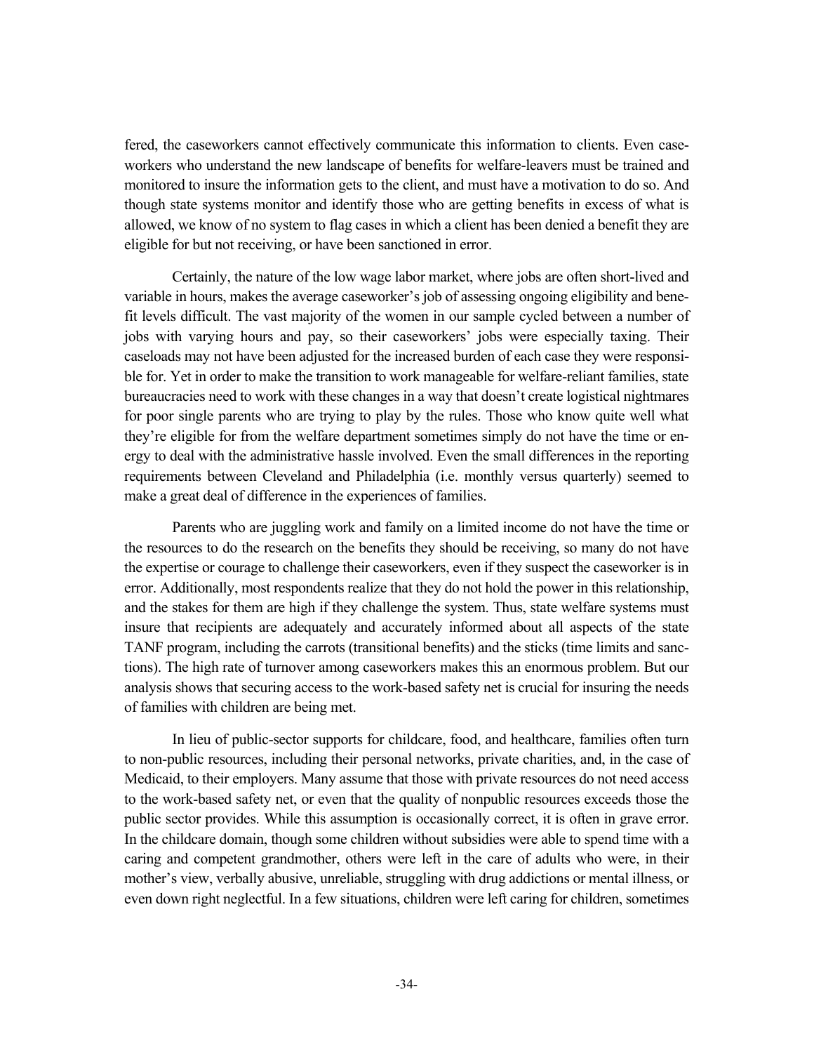fered, the caseworkers cannot effectively communicate this information to clients. Even caseworkers who understand the new landscape of benefits for welfare-leavers must be trained and monitored to insure the information gets to the client, and must have a motivation to do so. And though state systems monitor and identify those who are getting benefits in excess of what is allowed, we know of no system to flag cases in which a client has been denied a benefit they are eligible for but not receiving, or have been sanctioned in error.

Certainly, the nature of the low wage labor market, where jobs are often short-lived and variable in hours, makes the average caseworker's job of assessing ongoing eligibility and benefit levels difficult. The vast majority of the women in our sample cycled between a number of jobs with varying hours and pay, so their caseworkers' jobs were especially taxing. Their caseloads may not have been adjusted for the increased burden of each case they were responsible for. Yet in order to make the transition to work manageable for welfare-reliant families, state bureaucracies need to work with these changes in a way that doesn't create logistical nightmares for poor single parents who are trying to play by the rules. Those who know quite well what they're eligible for from the welfare department sometimes simply do not have the time or energy to deal with the administrative hassle involved. Even the small differences in the reporting requirements between Cleveland and Philadelphia (i.e. monthly versus quarterly) seemed to make a great deal of difference in the experiences of families.

Parents who are juggling work and family on a limited income do not have the time or the resources to do the research on the benefits they should be receiving, so many do not have the expertise or courage to challenge their caseworkers, even if they suspect the caseworker is in error. Additionally, most respondents realize that they do not hold the power in this relationship, and the stakes for them are high if they challenge the system. Thus, state welfare systems must insure that recipients are adequately and accurately informed about all aspects of the state TANF program, including the carrots (transitional benefits) and the sticks (time limits and sanctions). The high rate of turnover among caseworkers makes this an enormous problem. But our analysis shows that securing access to the work-based safety net is crucial for insuring the needs of families with children are being met.

In lieu of public-sector supports for childcare, food, and healthcare, families often turn to non-public resources, including their personal networks, private charities, and, in the case of Medicaid, to their employers. Many assume that those with private resources do not need access to the work-based safety net, or even that the quality of nonpublic resources exceeds those the public sector provides. While this assumption is occasionally correct, it is often in grave error. In the childcare domain, though some children without subsidies were able to spend time with a caring and competent grandmother, others were left in the care of adults who were, in their mother's view, verbally abusive, unreliable, struggling with drug addictions or mental illness, or even down right neglectful. In a few situations, children were left caring for children, sometimes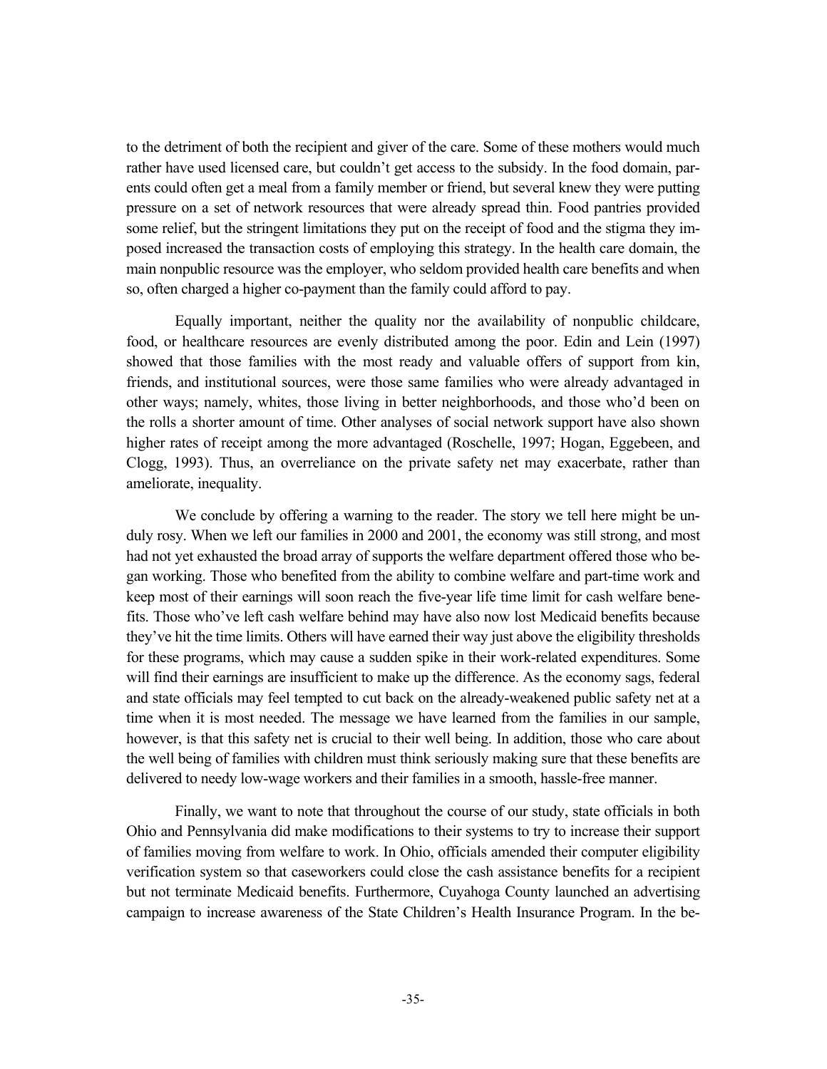to the detriment of both the recipient and giver of the care. Some of these mothers would much rather have used licensed care, but couldn't get access to the subsidy. In the food domain, parents could often get a meal from a family member or friend, but several knew they were putting pressure on a set of network resources that were already spread thin. Food pantries provided some relief, but the stringent limitations they put on the receipt of food and the stigma they imposed increased the transaction costs of employing this strategy. In the health care domain, the main nonpublic resource was the employer, who seldom provided health care benefits and when so, often charged a higher co-payment than the family could afford to pay.

Equally important, neither the quality nor the availability of nonpublic childcare, food, or healthcare resources are evenly distributed among the poor. Edin and Lein (1997) showed that those families with the most ready and valuable offers of support from kin, friends, and institutional sources, were those same families who were already advantaged in other ways; namely, whites, those living in better neighborhoods, and those who'd been on the rolls a shorter amount of time. Other analyses of social network support have also shown higher rates of receipt among the more advantaged (Roschelle, 1997; Hogan, Eggebeen, and Clogg, 1993). Thus, an overreliance on the private safety net may exacerbate, rather than ameliorate, inequality.

We conclude by offering a warning to the reader. The story we tell here might be unduly rosy. When we left our families in 2000 and 2001, the economy was still strong, and most had not yet exhausted the broad array of supports the welfare department offered those who began working. Those who benefited from the ability to combine welfare and part-time work and keep most of their earnings will soon reach the five-year life time limit for cash welfare benefits. Those who've left cash welfare behind may have also now lost Medicaid benefits because they've hit the time limits. Others will have earned their way just above the eligibility thresholds for these programs, which may cause a sudden spike in their work-related expenditures. Some will find their earnings are insufficient to make up the difference. As the economy sags, federal and state officials may feel tempted to cut back on the already-weakened public safety net at a time when it is most needed. The message we have learned from the families in our sample, however, is that this safety net is crucial to their well being. In addition, those who care about the well being of families with children must think seriously making sure that these benefits are delivered to needy low-wage workers and their families in a smooth, hassle-free manner.

Finally, we want to note that throughout the course of our study, state officials in both Ohio and Pennsylvania did make modifications to their systems to try to increase their support of families moving from welfare to work. In Ohio, officials amended their computer eligibility verification system so that caseworkers could close the cash assistance benefits for a recipient but not terminate Medicaid benefits. Furthermore, Cuyahoga County launched an advertising campaign to increase awareness of the State Children's Health Insurance Program. In the be-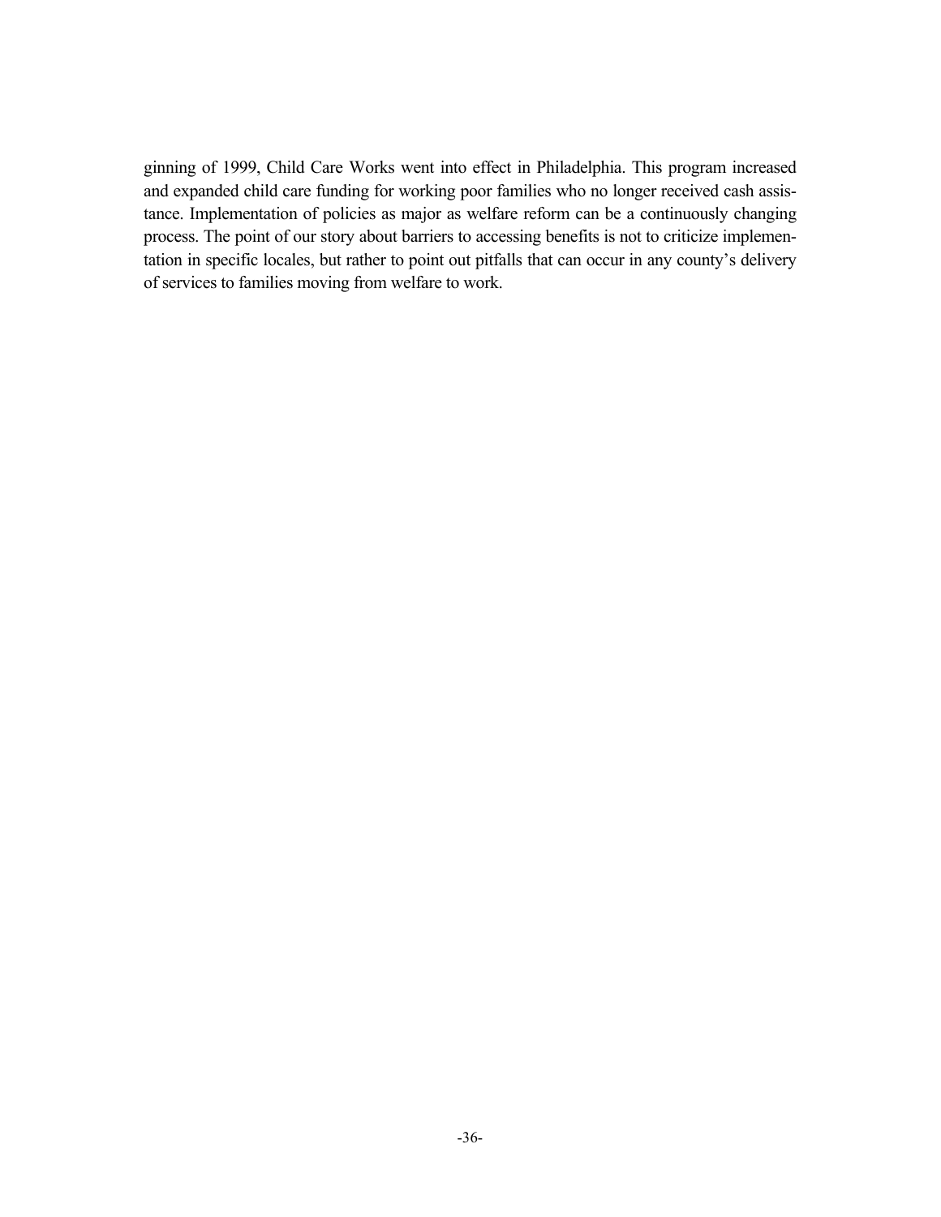ginning of 1999, Child Care Works went into effect in Philadelphia. This program increased and expanded child care funding for working poor families who no longer received cash assistance. Implementation of policies as major as welfare reform can be a continuously changing process. The point of our story about barriers to accessing benefits is not to criticize implementation in specific locales, but rather to point out pitfalls that can occur in any county's delivery of services to families moving from welfare to work.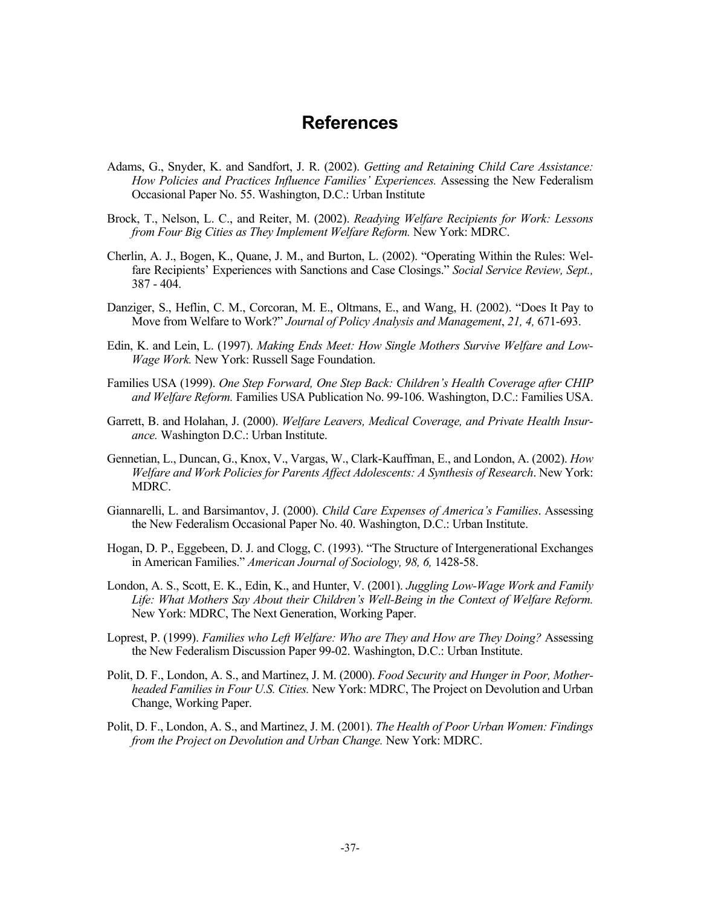# References

Adams, G., Snyder, K. and Sandfort, J. R. (2002). *Getting and Retaining Child Care Assistance: How Policies and Practices Influence Families' Experiences.* Assessing the New Federalism Occasional Paper No. 55. Washington, D.C.: Urban Institute

Brock, T., Nelson, L. C., and Reiter, M. (2002). *Readying Welfare Recipients for Work: Lessons from Four Big Cities as They Implement Welfare Reform.* New York: MDRC.

Cherlin, A. J., Bogen, K., Quane, J. M., and Burton, L. (2002). "Operating Within the Rules: Welfare Recipients' Experiences with Sanctions and Case Closings." *Social Service Review, Sept.,* 387 - 404.

Danziger, S., Heflin, C. M., Corcoran, M. E., Oltmans, E., and Wang, H. (2002). "Does It Pay to Move from Welfare to Work?" *Journal of Policy Analysis and Management*, *21, 4,* 671-693.

Edin, K. and Lein, L. (1997). *Making Ends Meet: How Single Mothers Survive Welfare and Low-Wage Work.* New York: Russell Sage Foundation.

Families USA (1999). *One Step Forward, One Step Back: Children's Health Coverage after CHIP and Welfare Reform.* Families USA Publication No. 99-106. Washington, D.C.: Families USA.

Garrett, B. and Holahan, J. (2000). *Welfare Leavers, Medical Coverage, and Private Health Insurance.* Washington D.C.: Urban Institute.

Gennetian, L., Duncan, G., Knox, V., Vargas, W., Clark-Kauffman, E., and London, A. (2002). *How Welfare and Work Policies for Parents Affect Adolescents: A Synthesis of Research*. New York: MDRC.

Giannarelli, L. and Barsimantov, J. (2000). *Child Care Expenses of America's Families*. Assessing the New Federalism Occasional Paper No. 40. Washington, D.C.: Urban Institute.

Hogan, D. P., Eggebeen, D. J. and Clogg, C. (1993). "The Structure of Intergenerational Exchanges in American Families." *American Journal of Sociology, 98, 6,* 1428-58.

London, A. S., Scott, E. K., Edin, K., and Hunter, V. (2001). *Juggling Low-Wage Work and Family Life: What Mothers Say About their Children's Well-Being in the Context of Welfare Reform.* New York: MDRC, The Next Generation, Working Paper.

Loprest, P. (1999). *Families who Left Welfare: Who are They and How are They Doing?* Assessing the New Federalism Discussion Paper 99-02. Washington, D.C.: Urban Institute.

Polit, D. F., London, A. S., and Martinez, J. M. (2000). *Food Security and Hunger in Poor, Mother-headed Families in Four U.S. Cities.* New York: MDRC, The Project on Devolution and Urban Change, Working Paper.

Polit, D. F., London, A. S., and Martinez, J. M. (2001). *The Health of Poor Urban Women: Findings from the Project on Devolution and Urban Change.* New York: MDRC.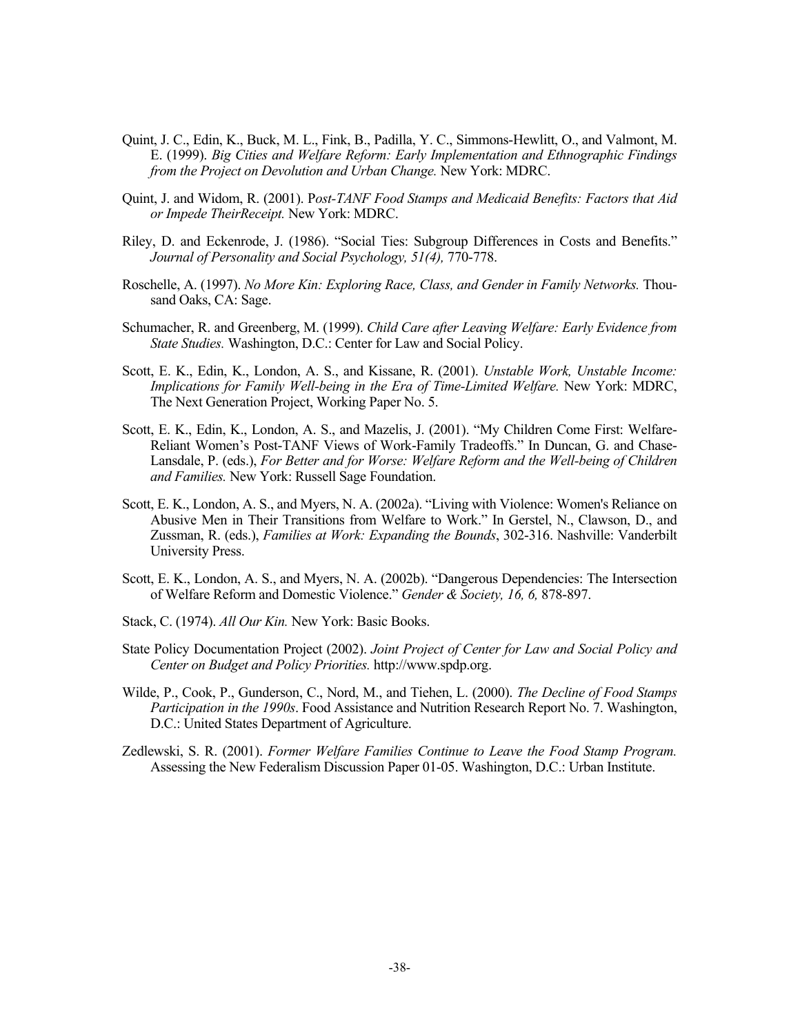Quint, J. C., Edin, K., Buck, M. L., Fink, B., Padilla, Y. C., Simmons-Hewlitt, O., and Valmont, M. E. (1999). *Big Cities and Welfare Reform: Early Implementation and Ethnographic Findings from the Project on Devolution and Urban Change.* New York: MDRC.

Quint, J. and Widom, R. (2001). P*ost-TANF Food Stamps and Medicaid Benefits: Factors that Aid or Impede TheirReceipt.* New York: MDRC.

Riley, D. and Eckenrode, J. (1986). "Social Ties: Subgroup Differences in Costs and Benefits." *Journal of Personality and Social Psychology, 51(4),* 770-778.

Roschelle, A. (1997). *No More Kin: Exploring Race, Class, and Gender in Family Networks.* Thousand Oaks, CA: Sage.

Schumacher, R. and Greenberg, M. (1999). *Child Care after Leaving Welfare: Early Evidence from State Studies.* Washington, D.C.: Center for Law and Social Policy.

Scott, E. K., Edin, K., London, A. S., and Kissane, R. (2001). *Unstable Work, Unstable Income: Implications for Family Well-being in the Era of Time-Limited Welfare.* New York: MDRC, The Next Generation Project, Working Paper No. 5.

Scott, E. K., Edin, K., London, A. S., and Mazelis, J. (2001). "My Children Come First: Welfare-Reliant Women's Post-TANF Views of Work-Family Tradeoffs." In Duncan, G. and Chase-Lansdale, P. (eds.), *For Better and for Worse: Welfare Reform and the Well-being of Children and Families.* New York: Russell Sage Foundation.

Scott, E. K., London, A. S., and Myers, N. A. (2002a). "Living with Violence: Women's Reliance on Abusive Men in Their Transitions from Welfare to Work." In Gerstel, N., Clawson, D., and Zussman, R. (eds.), *Families at Work: Expanding the Bounds*, 302-316. Nashville: Vanderbilt University Press.

Scott, E. K., London, A. S., and Myers, N. A. (2002b). "Dangerous Dependencies: The Intersection of Welfare Reform and Domestic Violence." *Gender & Society, 16, 6,* 878-897.

Stack, C. (1974). *All Our Kin.* New York: Basic Books.

State Policy Documentation Project (2002). *Joint Project of Center for Law and Social Policy and Center on Budget and Policy Priorities.* http://www.spdp.org.

Wilde, P., Cook, P., Gunderson, C., Nord, M., and Tiehen, L. (2000). *The Decline of Food Stamps Participation in the 1990s*. Food Assistance and Nutrition Research Report No. 7. Washington, D.C.: United States Department of Agriculture.

Zedlewski, S. R. (2001). *Former Welfare Families Continue to Leave the Food Stamp Program.* Assessing the New Federalism Discussion Paper 01-05. Washington, D.C.: Urban Institute.